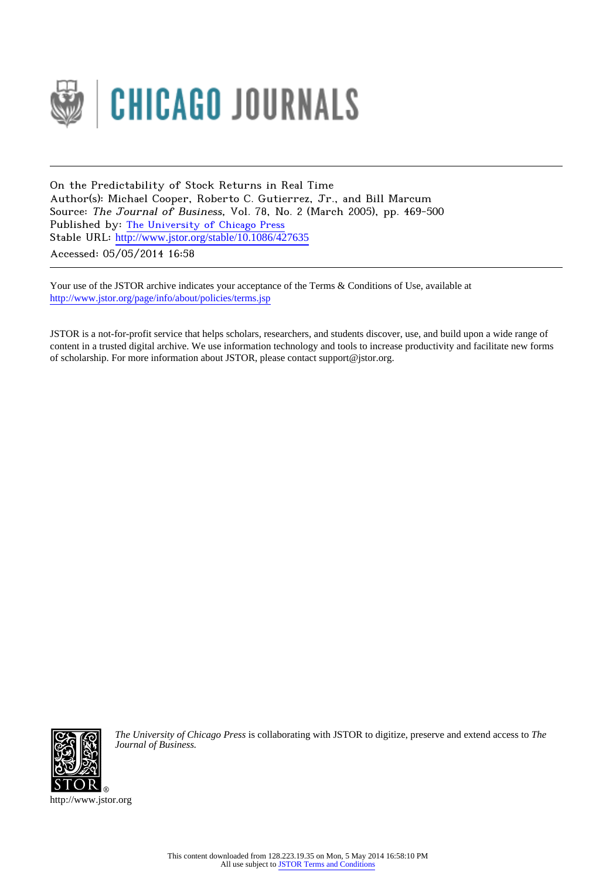CHICAGO JOURNALS

---

On the Predictability of Stock Returns in Real Time
Author(s): Michael Cooper, Roberto C. Gutierrez, Jr., and Bill Marcum
Source: *The Journal of Business*, Vol. 78, No. 2 (March 2005), pp. 469-500
Published by: The University of Chicago Press
Stable URL: http://www.jstor.org/stable/10.1086/427635
Accessed: 05/05/2014 16:58

---

Your use of the JSTOR archive indicates your acceptance of the Terms & Conditions of Use, available at
http://www.jstor.org/page/info/about/policies/terms.jsp

JSTOR is a not-for-profit service that helps scholars, researchers, and students discover, use, and build upon a wide range of content in a trusted digital archive. We use information technology and tools to increase productivity and facilitate new forms of scholarship. For more information about JSTOR, please contact support@jstor.org.

*The University of Chicago Press* is collaborating with JSTOR to digitize, preserve and extend access to *The Journal of Business.*

http://www.jstor.org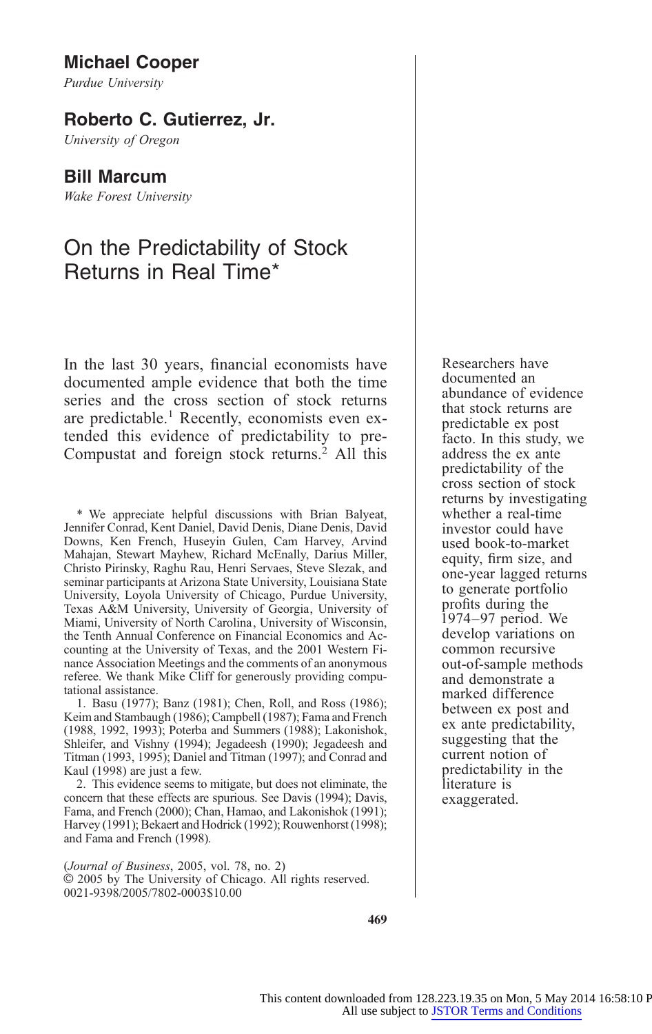**Michael Cooper**

*Purdue University*

**Roberto C. Gutierrez, Jr.**

*University of Oregon*

**Bill Marcum**

*Wake Forest University*

# On the Predictability of Stock Returns in Real Time*

Researchers have documented an abundance of evidence that stock returns are predictable ex post facto. In this study, we address the ex ante predictability of the cross section of stock returns by investigating whether a real-time investor could have used book-to-market equity, firm size, and one-year lagged returns to generate portfolio profits during the 1974–97 period. We develop variations on common recursive out-of-sample methods and demonstrate a marked difference between ex post and ex ante predictability, suggesting that the current notion of predictability in the literature is exaggerated.

In the last 30 years, financial economists have documented ample evidence that both the time series and the cross section of stock returns are predictable.[1] Recently, economists even extended this evidence of predictability to pre-Compustat and foreign stock returns.[2] All this

\* We appreciate helpful discussions with Brian Balyeat, Jennifer Conrad, Kent Daniel, David Denis, Diane Denis, David Downs, Ken French, Huseyin Gulen, Cam Harvey, Arvind Mahajan, Stewart Mayhew, Richard McEnally, Darius Miller, Christo Pirinsky, Raghu Rau, Henri Servaes, Steve Slezak, and seminar participants at Arizona State University, Louisiana State University, Loyola University of Chicago, Purdue University, Texas A&M University, University of Georgia, University of Miami, University of North Carolina, University of Wisconsin, the Tenth Annual Conference on Financial Economics and Accounting at the University of Texas, and the 2001 Western Finance Association Meetings and the comments of an anonymous referee. We thank Mike Cliff for generously providing computational assistance.

1. Basu (1977); Banz (1981); Chen, Roll, and Ross (1986); Keim and Stambaugh (1986); Campbell (1987); Fama and French (1988, 1992, 1993); Poterba and Summers (1988); Lakonishok, Shleifer, and Vishny (1994); Jegadeesh (1990); Jegadeesh and Titman (1993, 1995); Daniel and Titman (1997); and Conrad and Kaul (1998) are just a few.

2. This evidence seems to mitigate, but does not eliminate, the concern that these effects are spurious. See Davis (1994); Davis, Fama, and French (2000); Chan, Hamao, and Lakonishok (1991); Harvey (1991); Bekaert and Hodrick (1992); Rouwenhorst (1998); and Fama and French (1998).

(*Journal of Business*, 2005, vol. 78, no. 2)
© 2005 by The University of Chicago. All rights reserved.
0021-9398/2005/7802-0003$10.00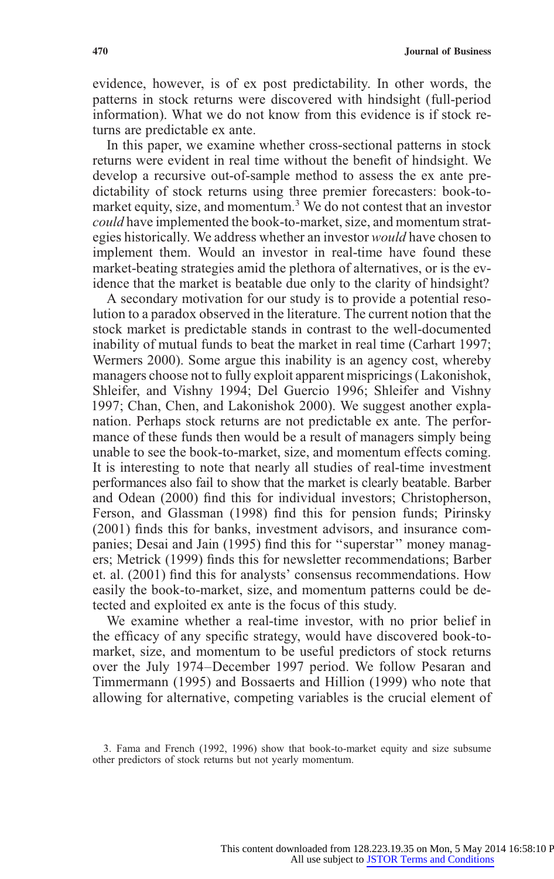evidence, however, is of ex post predictability. In other words, the patterns in stock returns were discovered with hindsight (full-period information). What we do not know from this evidence is if stock returns are predictable ex ante.

In this paper, we examine whether cross-sectional patterns in stock returns were evident in real time without the benefit of hindsight. We develop a recursive out-of-sample method to assess the ex ante predictability of stock returns using three premier forecasters: book-to-market equity, size, and momentum.[3] We do not contest that an investor *could* have implemented the book-to-market, size, and momentum strategies historically. We address whether an investor *would* have chosen to implement them. Would an investor in real-time have found these market-beating strategies amid the plethora of alternatives, or is the evidence that the market is beatable due only to the clarity of hindsight?

A secondary motivation for our study is to provide a potential resolution to a paradox observed in the literature. The current notion that the stock market is predictable stands in contrast to the well-documented inability of mutual funds to beat the market in real time (Carhart 1997; Wermers 2000). Some argue this inability is an agency cost, whereby managers choose not to fully exploit apparent mispricings (Lakonishok, Shleifer, and Vishny 1994; Del Guercio 1996; Shleifer and Vishny 1997; Chan, Chen, and Lakonishok 2000). We suggest another explanation. Perhaps stock returns are not predictable ex ante. The performance of these funds then would be a result of managers simply being unable to see the book-to-market, size, and momentum effects coming. It is interesting to note that nearly all studies of real-time investment performances also fail to show that the market is clearly beatable. Barber and Odean (2000) find this for individual investors; Christopherson, Ferson, and Glassman (1998) find this for pension funds; Pirinsky (2001) finds this for banks, investment advisors, and insurance companies; Desai and Jain (1995) find this for ''superstar'' money managers; Metrick (1999) finds this for newsletter recommendations; Barber et. al. (2001) find this for analysts' consensus recommendations. How easily the book-to-market, size, and momentum patterns could be detected and exploited ex ante is the focus of this study.

We examine whether a real-time investor, with no prior belief in the efficacy of any specific strategy, would have discovered book-to-market, size, and momentum to be useful predictors of stock returns over the July 1974–December 1997 period. We follow Pesaran and Timmermann (1995) and Bossaerts and Hillion (1999) who note that allowing for alternative, competing variables is the crucial element of

3. Fama and French (1992, 1996) show that book-to-market equity and size subsume other predictors of stock returns but not yearly momentum.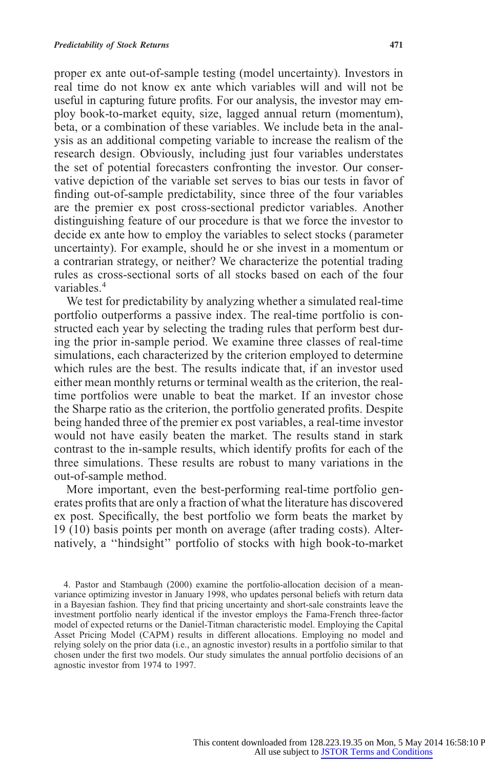proper ex ante out-of-sample testing (model uncertainty). Investors in real time do not know ex ante which variables will and will not be useful in capturing future profits. For our analysis, the investor may employ book-to-market equity, size, lagged annual return (momentum), beta, or a combination of these variables. We include beta in the analysis as an additional competing variable to increase the realism of the research design. Obviously, including just four variables understates the set of potential forecasters confronting the investor. Our conservative depiction of the variable set serves to bias our tests in favor of finding out-of-sample predictability, since three of the four variables are the premier ex post cross-sectional predictor variables. Another distinguishing feature of our procedure is that we force the investor to decide ex ante how to employ the variables to select stocks (parameter uncertainty). For example, should he or she invest in a momentum or a contrarian strategy, or neither? We characterize the potential trading rules as cross-sectional sorts of all stocks based on each of the four variables.[4]

We test for predictability by analyzing whether a simulated real-time portfolio outperforms a passive index. The real-time portfolio is constructed each year by selecting the trading rules that perform best during the prior in-sample period. We examine three classes of real-time simulations, each characterized by the criterion employed to determine which rules are the best. The results indicate that, if an investor used either mean monthly returns or terminal wealth as the criterion, the real-time portfolios were unable to beat the market. If an investor chose the Sharpe ratio as the criterion, the portfolio generated profits. Despite being handed three of the premier ex post variables, a real-time investor would not have easily beaten the market. The results stand in stark contrast to the in-sample results, which identify profits for each of the three simulations. These results are robust to many variations in the out-of-sample method.

More important, even the best-performing real-time portfolio generates profits that are only a fraction of what the literature has discovered ex post. Specifically, the best portfolio we form beats the market by 19 (10) basis points per month on average (after trading costs). Alternatively, a ''hindsight'' portfolio of stocks with high book-to-market

4. Pastor and Stambaugh (2000) examine the portfolio-allocation decision of a mean-variance optimizing investor in January 1998, who updates personal beliefs with return data in a Bayesian fashion. They find that pricing uncertainty and short-sale constraints leave the investment portfolio nearly identical if the investor employs the Fama-French three-factor model of expected returns or the Daniel-Titman characteristic model. Employing the Capital Asset Pricing Model (CAPM) results in different allocations. Employing no model and relying solely on the prior data (i.e., an agnostic investor) results in a portfolio similar to that chosen under the first two models. Our study simulates the annual portfolio decisions of an agnostic investor from 1974 to 1997.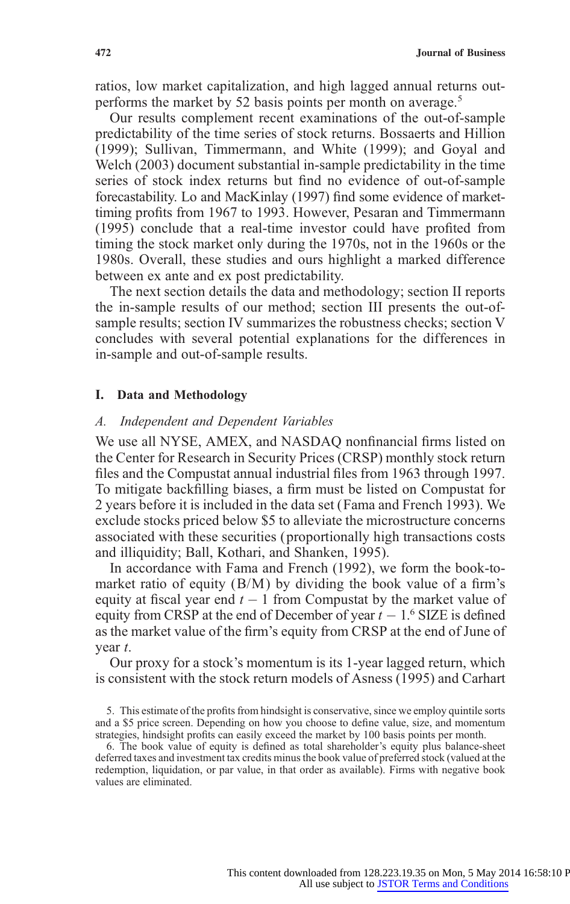ratios, low market capitalization, and high lagged annual returns outperforms the market by 52 basis points per month on average.[5]

Our results complement recent examinations of the out-of-sample predictability of the time series of stock returns. Bossaerts and Hillion (1999); Sullivan, Timmermann, and White (1999); and Goyal and Welch (2003) document substantial in-sample predictability in the time series of stock index returns but find no evidence of out-of-sample forecastability. Lo and MacKinlay (1997) find some evidence of market-timing profits from 1967 to 1993. However, Pesaran and Timmermann (1995) conclude that a real-time investor could have profited from timing the stock market only during the 1970s, not in the 1960s or the 1980s. Overall, these studies and ours highlight a marked difference between ex ante and ex post predictability.

The next section details the data and methodology; section II reports the in-sample results of our method; section III presents the out-of-sample results; section IV summarizes the robustness checks; section V concludes with several potential explanations for the differences in in-sample and out-of-sample results.

## I. Data and Methodology

### *A. Independent and Dependent Variables*

We use all NYSE, AMEX, and NASDAQ nonfinancial firms listed on the Center for Research in Security Prices (CRSP) monthly stock return files and the Compustat annual industrial files from 1963 through 1997. To mitigate backfilling biases, a firm must be listed on Compustat for 2 years before it is included in the data set (Fama and French 1993). We exclude stocks priced below \$5 to alleviate the microstructure concerns associated with these securities (proportionally high transactions costs and illiquidity; Ball, Kothari, and Shanken, 1995).

In accordance with Fama and French (1992), we form the book-to-market ratio of equity (B/M) by dividing the book value of a firm's equity at fiscal year end $t-1$ from Compustat by the market value of equity from CRSP at the end of December of year $t-1$.[6] SIZE is defined as the market value of the firm's equity from CRSP at the end of June of year $t$.

Our proxy for a stock's momentum is its 1-year lagged return, which is consistent with the stock return models of Asness (1995) and Carhart

5. This estimate of the profits from hindsight is conservative, since we employ quintile sorts and a \$5 price screen. Depending on how you choose to define value, size, and momentum strategies, hindsight profits can easily exceed the market by 100 basis points per month.

6. The book value of equity is defined as total shareholder's equity plus balance-sheet deferred taxes and investment tax credits minus the book value of preferred stock (valued at the redemption, liquidation, or par value, in that order as available). Firms with negative book values are eliminated.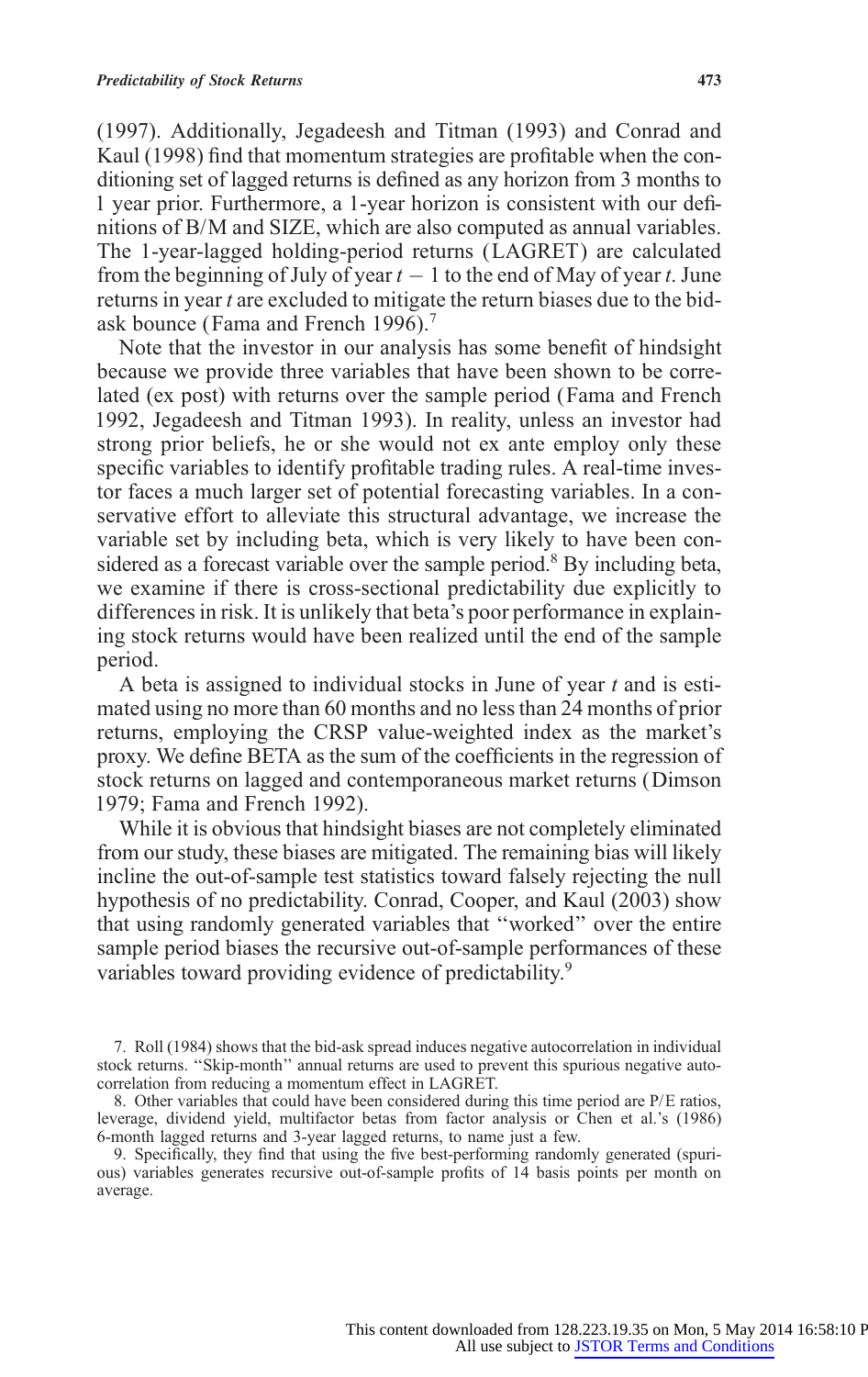(1997). Additionally, Jegadeesh and Titman (1993) and Conrad and Kaul (1998) find that momentum strategies are profitable when the conditioning set of lagged returns is defined as any horizon from 3 months to 1 year prior. Furthermore, a 1-year horizon is consistent with our definitions of B/M and SIZE, which are also computed as annual variables. The 1-year-lagged holding-period returns (LAGRET) are calculated from the beginning of July of year $t-1$ to the end of May of year $t$. June returns in year $t$ are excluded to mitigate the return biases due to the bid-ask bounce (Fama and French 1996).[7]

Note that the investor in our analysis has some benefit of hindsight because we provide three variables that have been shown to be correlated (ex post) with returns over the sample period (Fama and French 1992, Jegadeesh and Titman 1993). In reality, unless an investor had strong prior beliefs, he or she would not ex ante employ only these specific variables to identify profitable trading rules. A real-time investor faces a much larger set of potential forecasting variables. In a conservative effort to alleviate this structural advantage, we increase the variable set by including beta, which is very likely to have been considered as a forecast variable over the sample period.[8] By including beta, we examine if there is cross-sectional predictability due explicitly to differences in risk. It is unlikely that beta's poor performance in explaining stock returns would have been realized until the end of the sample period.

A beta is assigned to individual stocks in June of year $t$ and is estimated using no more than 60 months and no less than 24 months of prior returns, employing the CRSP value-weighted index as the market's proxy. We define BETA as the sum of the coefficients in the regression of stock returns on lagged and contemporaneous market returns (Dimson 1979; Fama and French 1992).

While it is obvious that hindsight biases are not completely eliminated from our study, these biases are mitigated. The remaining bias will likely incline the out-of-sample test statistics toward falsely rejecting the null hypothesis of no predictability. Conrad, Cooper, and Kaul (2003) show that using randomly generated variables that "worked" over the entire sample period biases the recursive out-of-sample performances of these variables toward providing evidence of predictability.[9]

7. Roll (1984) shows that the bid-ask spread induces negative autocorrelation in individual stock returns. "Skip-month" annual returns are used to prevent this spurious negative autocorrelation from reducing a momentum effect in LAGRET.

8. Other variables that could have been considered during this time period are P/E ratios, leverage, dividend yield, multifactor betas from factor analysis or Chen et al.'s (1986) 6-month lagged returns and 3-year lagged returns, to name just a few.

9. Specifically, they find that using the five best-performing randomly generated (spurious) variables generates recursive out-of-sample profits of 14 basis points per month on average.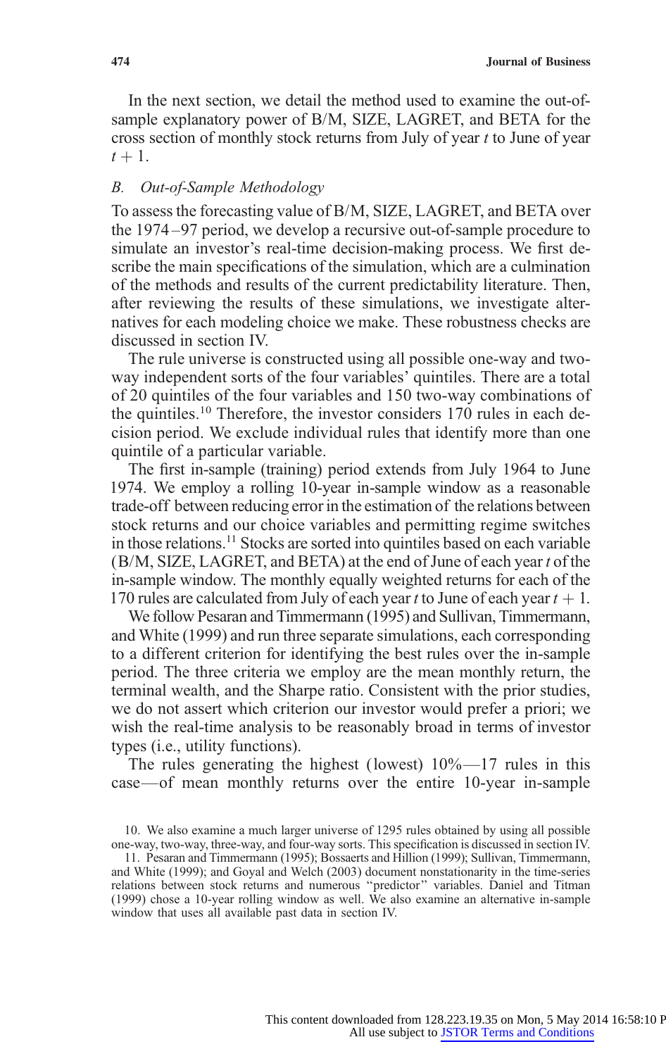In the next section, we detail the method used to examine the out-of-sample explanatory power of B/M, SIZE, LAGRET, and BETA for the cross section of monthly stock returns from July of year $t$ to June of year $t+1$.

## B. *Out-of-Sample Methodology*

To assess the forecasting value of B/M, SIZE, LAGRET, and BETA over the 1974–97 period, we develop a recursive out-of-sample procedure to simulate an investor's real-time decision-making process. We first describe the main specifications of the simulation, which are a culmination of the methods and results of the current predictability literature. Then, after reviewing the results of these simulations, we investigate alternatives for each modeling choice we make. These robustness checks are discussed in section IV.

The rule universe is constructed using all possible one-way and two-way independent sorts of the four variables' quintiles. There are a total of 20 quintiles of the four variables and 150 two-way combinations of the quintiles.[10] Therefore, the investor considers 170 rules in each decision period. We exclude individual rules that identify more than one quintile of a particular variable.

The first in-sample (training) period extends from July 1964 to June 1974. We employ a rolling 10-year in-sample window as a reasonable trade-off between reducing error in the estimation of the relations between stock returns and our choice variables and permitting regime switches in those relations.[11] Stocks are sorted into quintiles based on each variable (B/M, SIZE, LAGRET, and BETA) at the end of June of each year $t$ of the in-sample window. The monthly equally weighted returns for each of the 170 rules are calculated from July of each year $t$ to June of each year $t+1$.

We follow Pesaran and Timmermann (1995) and Sullivan, Timmermann, and White (1999) and run three separate simulations, each corresponding to a different criterion for identifying the best rules over the in-sample period. The three criteria we employ are the mean monthly return, the terminal wealth, and the Sharpe ratio. Consistent with the prior studies, we do not assert which criterion our investor would prefer a priori; we wish the real-time analysis to be reasonably broad in terms of investor types (i.e., utility functions).

The rules generating the highest (lowest) 10%—17 rules in this case—of mean monthly returns over the entire 10-year in-sample

10. We also examine a much larger universe of 1295 rules obtained by using all possible one-way, two-way, three-way, and four-way sorts. This specification is discussed in section IV.

11. Pesaran and Timmermann (1995); Bossaerts and Hillion (1999); Sullivan, Timmermann, and White (1999); and Goyal and Welch (2003) document nonstationarity in the time-series relations between stock returns and numerous "predictor" variables. Daniel and Titman (1999) chose a 10-year rolling window as well. We also examine an alternative in-sample window that uses all available past data in section IV.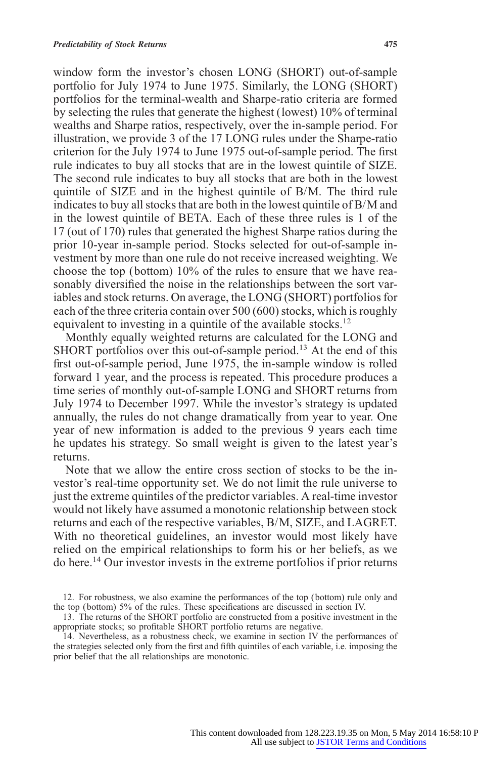window form the investor's chosen LONG (SHORT) out-of-sample portfolio for July 1974 to June 1975. Similarly, the LONG (SHORT) portfolios for the terminal-wealth and Sharpe-ratio criteria are formed by selecting the rules that generate the highest (lowest) 10% of terminal wealths and Sharpe ratios, respectively, over the in-sample period. For illustration, we provide 3 of the 17 LONG rules under the Sharpe-ratio criterion for the July 1974 to June 1975 out-of-sample period. The first rule indicates to buy all stocks that are in the lowest quintile of SIZE. The second rule indicates to buy all stocks that are both in the lowest quintile of SIZE and in the highest quintile of B/M. The third rule indicates to buy all stocks that are both in the lowest quintile of B/M and in the lowest quintile of BETA. Each of these three rules is 1 of the 17 (out of 170) rules that generated the highest Sharpe ratios during the prior 10-year in-sample period. Stocks selected for out-of-sample investment by more than one rule do not receive increased weighting. We choose the top (bottom) 10% of the rules to ensure that we have reasonably diversified the noise in the relationships between the sort variables and stock returns. On average, the LONG (SHORT) portfolios for each of the three criteria contain over 500 (600) stocks, which is roughly equivalent to investing in a quintile of the available stocks.[12]

Monthly equally weighted returns are calculated for the LONG and SHORT portfolios over this out-of-sample period.[13] At the end of this first out-of-sample period, June 1975, the in-sample window is rolled forward 1 year, and the process is repeated. This procedure produces a time series of monthly out-of-sample LONG and SHORT returns from July 1974 to December 1997. While the investor's strategy is updated annually, the rules do not change dramatically from year to year. One year of new information is added to the previous 9 years each time he updates his strategy. So small weight is given to the latest year's returns.

Note that we allow the entire cross section of stocks to be the investor's real-time opportunity set. We do not limit the rule universe to just the extreme quintiles of the predictor variables. A real-time investor would not likely have assumed a monotonic relationship between stock returns and each of the respective variables, B/M, SIZE, and LAGRET. With no theoretical guidelines, an investor would most likely have relied on the empirical relationships to form his or her beliefs, as we do here.[14] Our investor invests in the extreme portfolios if prior returns

12. For robustness, we also examine the performances of the top (bottom) rule only and the top (bottom) 5% of the rules. These specifications are discussed in section IV.

13. The returns of the SHORT portfolio are constructed from a positive investment in the appropriate stocks; so profitable SHORT portfolio returns are negative.

14. Nevertheless, as a robustness check, we examine in section IV the performances of the strategies selected only from the first and fifth quintiles of each variable, i.e. imposing the prior belief that the all relationships are monotonic.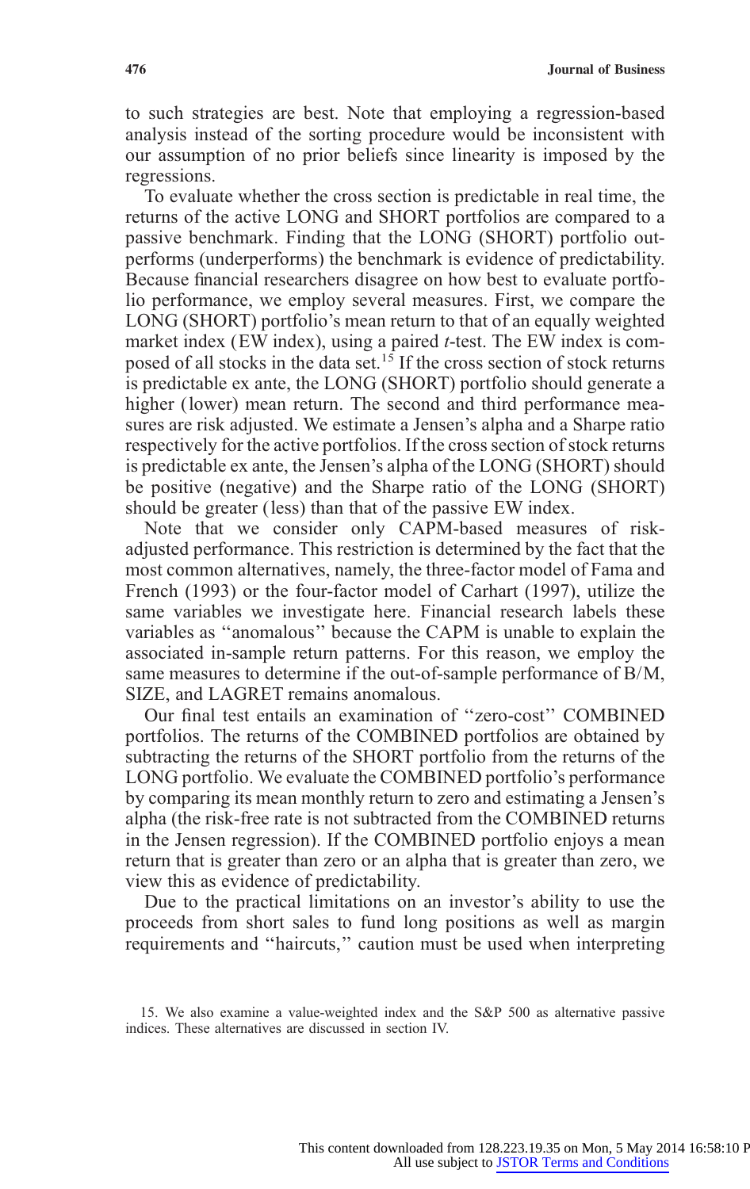to such strategies are best. Note that employing a regression-based analysis instead of the sorting procedure would be inconsistent with our assumption of no prior beliefs since linearity is imposed by the regressions.

To evaluate whether the cross section is predictable in real time, the returns of the active LONG and SHORT portfolios are compared to a passive benchmark. Finding that the LONG (SHORT) portfolio outperforms (underperforms) the benchmark is evidence of predictability. Because financial researchers disagree on how best to evaluate portfolio performance, we employ several measures. First, we compare the LONG (SHORT) portfolio's mean return to that of an equally weighted market index (EW index), using a paired $t$-test. The EW index is composed of all stocks in the data set.[15] If the cross section of stock returns is predictable ex ante, the LONG (SHORT) portfolio should generate a higher (lower) mean return. The second and third performance measures are risk adjusted. We estimate a Jensen's alpha and a Sharpe ratio respectively for the active portfolios. If the cross section of stock returns is predictable ex ante, the Jensen's alpha of the LONG (SHORT) should be positive (negative) and the Sharpe ratio of the LONG (SHORT) should be greater (less) than that of the passive EW index.

Note that we consider only CAPM-based measures of risk-adjusted performance. This restriction is determined by the fact that the most common alternatives, namely, the three-factor model of Fama and French (1993) or the four-factor model of Carhart (1997), utilize the same variables we investigate here. Financial research labels these variables as "anomalous" because the CAPM is unable to explain the associated in-sample return patterns. For this reason, we employ the same measures to determine if the out-of-sample performance of B/M, SIZE, and LAGRET remains anomalous.

Our final test entails an examination of "zero-cost" COMBINED portfolios. The returns of the COMBINED portfolios are obtained by subtracting the returns of the SHORT portfolio from the returns of the LONG portfolio. We evaluate the COMBINED portfolio's performance by comparing its mean monthly return to zero and estimating a Jensen's alpha (the risk-free rate is not subtracted from the COMBINED returns in the Jensen regression). If the COMBINED portfolio enjoys a mean return that is greater than zero or an alpha that is greater than zero, we view this as evidence of predictability.

Due to the practical limitations on an investor's ability to use the proceeds from short sales to fund long positions as well as margin requirements and "haircuts," caution must be used when interpreting

15. We also examine a value-weighted index and the S&P 500 as alternative passive indices. These alternatives are discussed in section IV.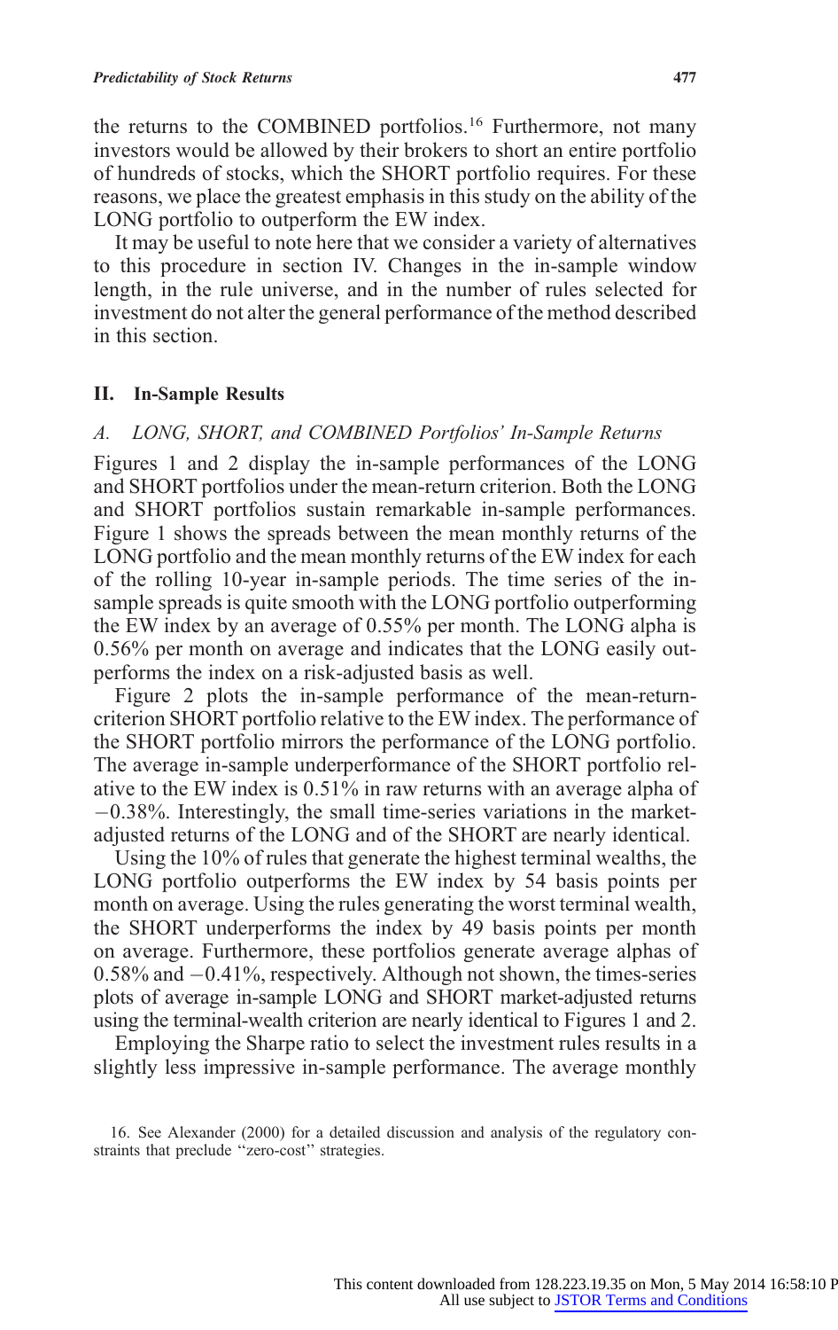the returns to the COMBINED portfolios.[16] Furthermore, not many investors would be allowed by their brokers to short an entire portfolio of hundreds of stocks, which the SHORT portfolio requires. For these reasons, we place the greatest emphasis in this study on the ability of the LONG portfolio to outperform the EW index.

It may be useful to note here that we consider a variety of alternatives to this procedure in section IV. Changes in the in-sample window length, in the rule universe, and in the number of rules selected for investment do not alter the general performance of the method described in this section.

## II. In-Sample Results

### *A. LONG, SHORT, and COMBINED Portfolios' In-Sample Returns*

Figures 1 and 2 display the in-sample performances of the LONG and SHORT portfolios under the mean-return criterion. Both the LONG and SHORT portfolios sustain remarkable in-sample performances. Figure 1 shows the spreads between the mean monthly returns of the LONG portfolio and the mean monthly returns of the EW index for each of the rolling 10-year in-sample periods. The time series of the in-sample spreads is quite smooth with the LONG portfolio outperforming the EW index by an average of 0.55% per month. The LONG alpha is 0.56% per month on average and indicates that the LONG easily outperforms the index on a risk-adjusted basis as well.

Figure 2 plots the in-sample performance of the mean-return-criterion SHORT portfolio relative to the EW index. The performance of the SHORT portfolio mirrors the performance of the LONG portfolio. The average in-sample underperformance of the SHORT portfolio relative to the EW index is 0.51% in raw returns with an average alpha of −0.38%. Interestingly, the small time-series variations in the market-adjusted returns of the LONG and of the SHORT are nearly identical.

Using the 10% of rules that generate the highest terminal wealths, the LONG portfolio outperforms the EW index by 54 basis points per month on average. Using the rules generating the worst terminal wealth, the SHORT underperforms the index by 49 basis points per month on average. Furthermore, these portfolios generate average alphas of 0.58% and −0.41%, respectively. Although not shown, the times-series plots of average in-sample LONG and SHORT market-adjusted returns using the terminal-wealth criterion are nearly identical to Figures 1 and 2.

Employing the Sharpe ratio to select the investment rules results in a slightly less impressive in-sample performance. The average monthly

16. See Alexander (2000) for a detailed discussion and analysis of the regulatory constraints that preclude "zero-cost" strategies.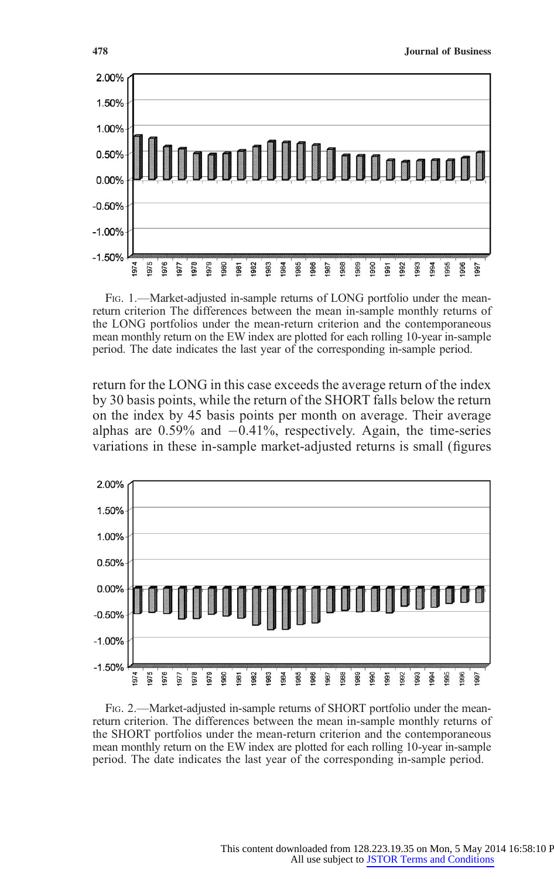Fig. 1.—Market-adjusted in-sample returns of LONG portfolio under the mean-return criterion The differences between the mean in-sample monthly returns of the LONG portfolios under the mean-return criterion and the contemporaneous mean monthly return on the EW index are plotted for each rolling 10-year in-sample period. The date indicates the last year of the corresponding in-sample period.

return for the LONG in this case exceeds the average return of the index by 30 basis points, while the return of the SHORT falls below the return on the index by 45 basis points per month on average. Their average alphas are 0.59% and −0.41%, respectively. Again, the time-series variations in these in-sample market-adjusted returns is small (figures

Fig. 2.—Market-adjusted in-sample returns of SHORT portfolio under the mean-return criterion. The differences between the mean in-sample monthly returns of the SHORT portfolios under the mean-return criterion and the contemporaneous mean monthly return on the EW index are plotted for each rolling 10-year in-sample period. The date indicates the last year of the corresponding in-sample period.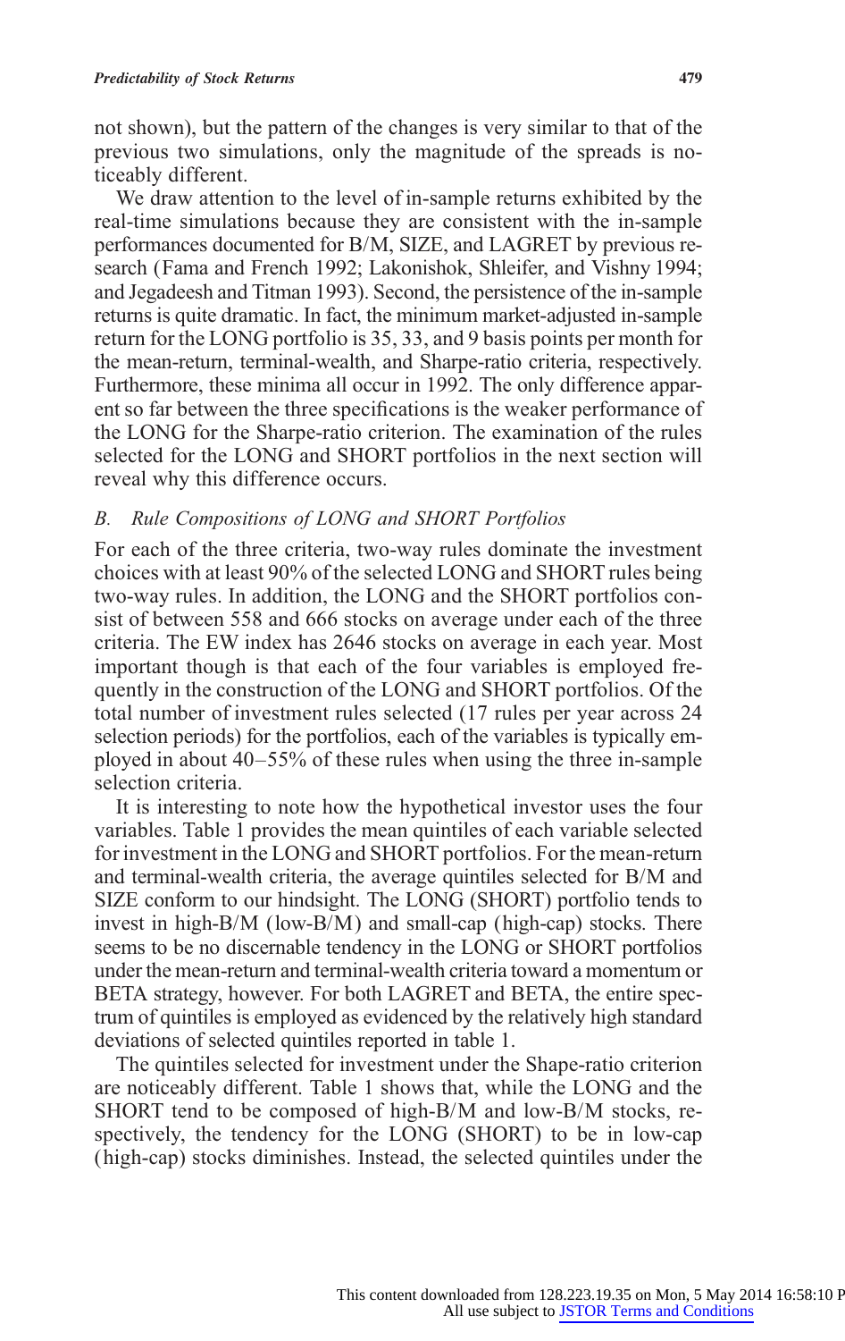not shown), but the pattern of the changes is very similar to that of the previous two simulations, only the magnitude of the spreads is noticeably different.

We draw attention to the level of in-sample returns exhibited by the real-time simulations because they are consistent with the in-sample performances documented for B/M, SIZE, and LAGRET by previous research (Fama and French 1992; Lakonishok, Shleifer, and Vishny 1994; and Jegadeesh and Titman 1993). Second, the persistence of the in-sample returns is quite dramatic. In fact, the minimum market-adjusted in-sample return for the LONG portfolio is 35, 33, and 9 basis points per month for the mean-return, terminal-wealth, and Sharpe-ratio criteria, respectively. Furthermore, these minima all occur in 1992. The only difference apparent so far between the three specifications is the weaker performance of the LONG for the Sharpe-ratio criterion. The examination of the rules selected for the LONG and SHORT portfolios in the next section will reveal why this difference occurs.

### B. *Rule Compositions of LONG and SHORT Portfolios*

For each of the three criteria, two-way rules dominate the investment choices with at least 90% of the selected LONG and SHORT rules being two-way rules. In addition, the LONG and the SHORT portfolios consist of between 558 and 666 stocks on average under each of the three criteria. The EW index has 2646 stocks on average in each year. Most important though is that each of the four variables is employed frequently in the construction of the LONG and SHORT portfolios. Of the total number of investment rules selected (17 rules per year across 24 selection periods) for the portfolios, each of the variables is typically employed in about 40–55% of these rules when using the three in-sample selection criteria.

It is interesting to note how the hypothetical investor uses the four variables. Table 1 provides the mean quintiles of each variable selected for investment in the LONG and SHORT portfolios. For the mean-return and terminal-wealth criteria, the average quintiles selected for B/M and SIZE conform to our hindsight. The LONG (SHORT) portfolio tends to invest in high-B/M (low-B/M) and small-cap (high-cap) stocks. There seems to be no discernable tendency in the LONG or SHORT portfolios under the mean-return and terminal-wealth criteria toward a momentum or BETA strategy, however. For both LAGRET and BETA, the entire spectrum of quintiles is employed as evidenced by the relatively high standard deviations of selected quintiles reported in table 1.

The quintiles selected for investment under the Shape-ratio criterion are noticeably different. Table 1 shows that, while the LONG and the SHORT tend to be composed of high-B/M and low-B/M stocks, respectively, the tendency for the LONG (SHORT) to be in low-cap (high-cap) stocks diminishes. Instead, the selected quintiles under the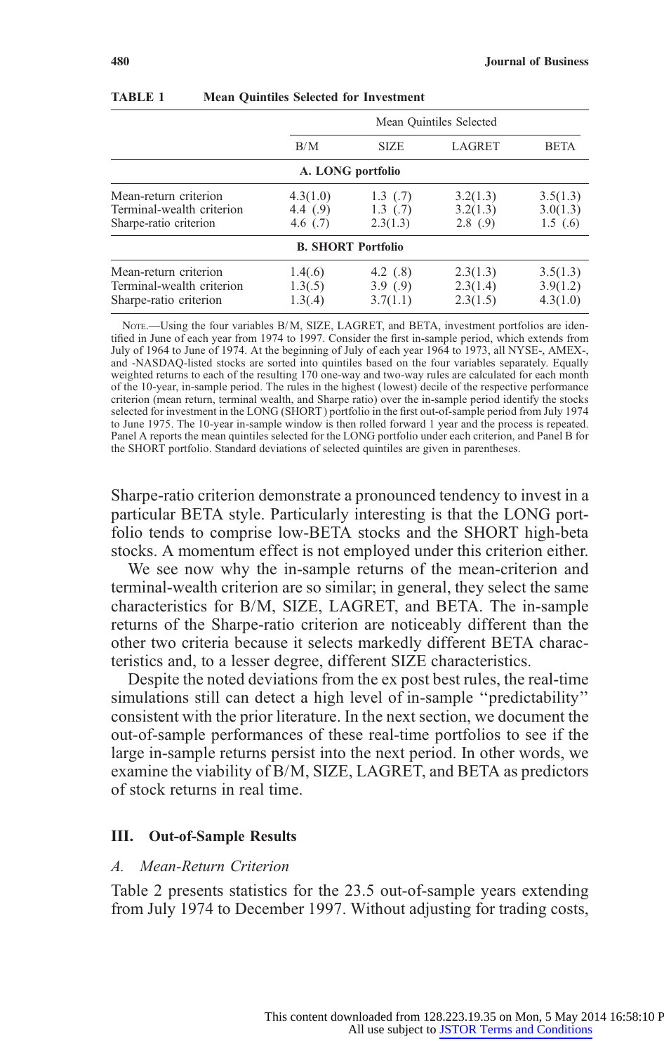**TABLE 1 Mean Quintiles Selected for Investment**

| | Mean Quintiles Selected | | | |
|---|---|---|---|---|
| | B/M | SIZE | LAGRET | BETA |
| **A. LONG portfolio** | | | | |
| Mean-return criterion | 4.3(1.0) | 1.3 (.7) | 3.2(1.3) | 3.5(1.3) |
| Terminal-wealth criterion | 4.4 (.9) | 1.3 (.7) | 3.2(1.3) | 3.0(1.3) |
| Sharpe-ratio criterion | 4.6 (.7) | 2.3(1.3) | 2.8 (.9) | 1.5 (.6) |
| **B. SHORT Portfolio** | | | | |
| Mean-return criterion | 1.4(.6) | 4.2 (.8) | 2.3(1.3) | 3.5(1.3) |
| Terminal-wealth criterion | 1.3(.5) | 3.9 (.9) | 2.3(1.4) | 3.9(1.2) |
| Sharpe-ratio criterion | 1.3(.4) | 3.7(1.1) | 2.3(1.5) | 4.3(1.0) |

Note.—Using the four variables B/M, SIZE, LAGRET, and BETA, investment portfolios are identified in June of each year from 1974 to 1997. Consider the first in-sample period, which extends from July of 1964 to June of 1974. At the beginning of July of each year 1964 to 1973, all NYSE-, AMEX-, and -NASDAQ-listed stocks are sorted into quintiles based on the four variables separately. Equally weighted returns to each of the resulting 170 one-way and two-way rules are calculated for each month of the 10-year, in-sample period. The rules in the highest (lowest) decile of the respective performance criterion (mean return, terminal wealth, and Sharpe ratio) over the in-sample period identify the stocks selected for investment in the LONG (SHORT) portfolio in the first out-of-sample period from July 1974 to June 1975. The 10-year in-sample window is then rolled forward 1 year and the process is repeated. Panel A reports the mean quintiles selected for the LONG portfolio under each criterion, and Panel B for the SHORT portfolio. Standard deviations of selected quintiles are given in parentheses.

Sharpe-ratio criterion demonstrate a pronounced tendency to invest in a particular BETA style. Particularly interesting is that the LONG portfolio tends to comprise low-BETA stocks and the SHORT high-beta stocks. A momentum effect is not employed under this criterion either.

We see now why the in-sample returns of the mean-criterion and terminal-wealth criterion are so similar; in general, they select the same characteristics for B/M, SIZE, LAGRET, and BETA. The in-sample returns of the Sharpe-ratio criterion are noticeably different than the other two criteria because it selects markedly different BETA characteristics and, to a lesser degree, different SIZE characteristics.

Despite the noted deviations from the ex post best rules, the real-time simulations still can detect a high level of in-sample "predictability" consistent with the prior literature. In the next section, we document the out-of-sample performances of these real-time portfolios to see if the large in-sample returns persist into the next period. In other words, we examine the viability of B/M, SIZE, LAGRET, and BETA as predictors of stock returns in real time.

## III. Out-of-Sample Results

### *A. Mean-Return Criterion*

Table 2 presents statistics for the 23.5 out-of-sample years extending from July 1974 to December 1997. Without adjusting for trading costs,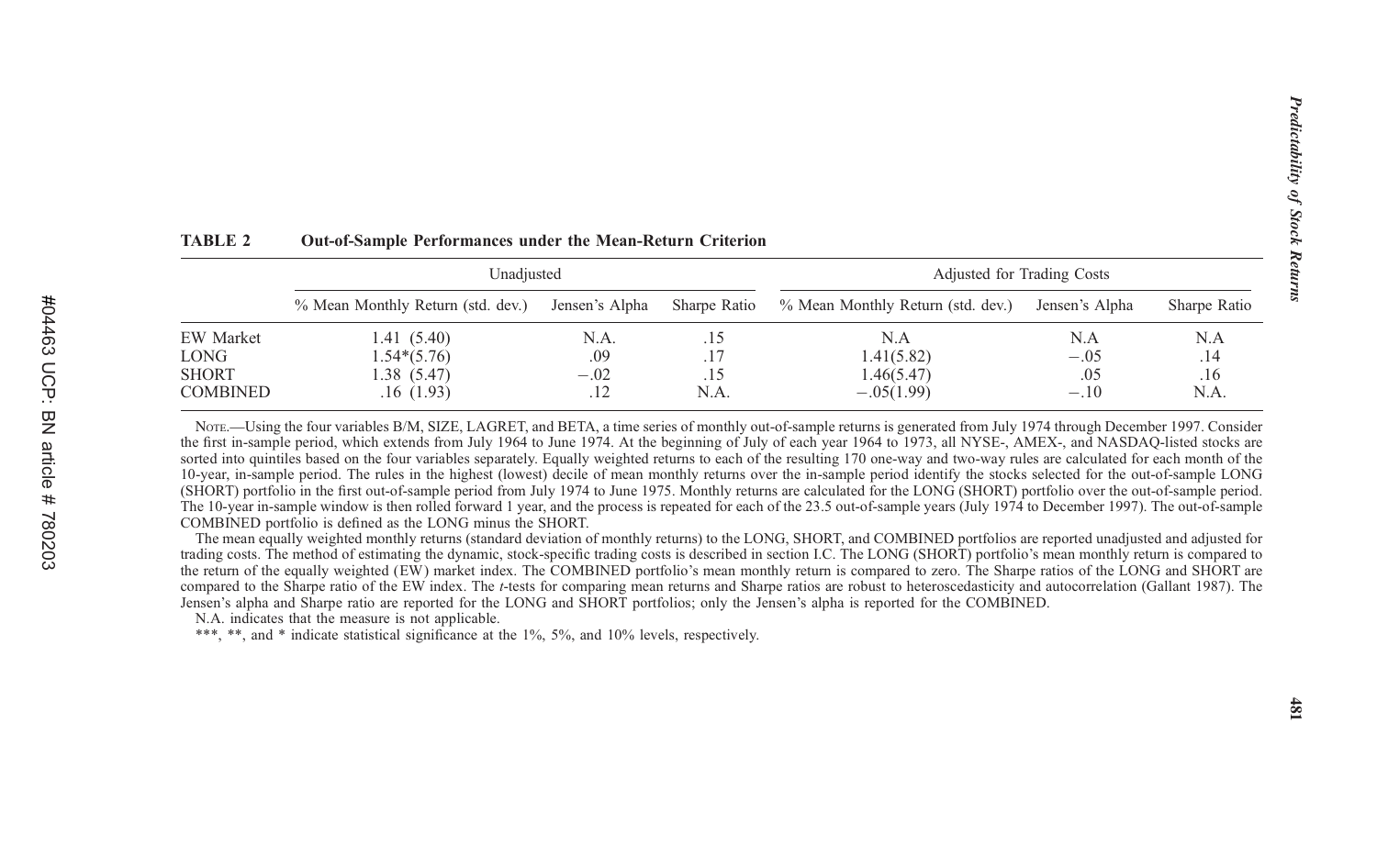**TABLE 2 Out-of-Sample Performances under the Mean-Return Criterion**

| | Unadjusted | | | Adjusted for Trading Costs | | |
|---|---|---|---|---|---|---|
| | % Mean Monthly Return (std. dev.) | Jensen's Alpha | Sharpe Ratio | % Mean Monthly Return (std. dev.) | Jensen's Alpha | Sharpe Ratio |
| EW Market | 1.41 (5.40) | N.A. | .15 | N.A | N.A | N.A |
| LONG | 1.54*(5.76) | .09 | .17 | 1.41(5.82) | −.05 | .14 |
| SHORT | 1.38 (5.47) | −.02 | .15 | 1.46(5.47) | .05 | .16 |
| COMBINED | .16 (1.93) | .12 | N.A. | −.05(1.99) | −.10 | N.A. |

Note.—Using the four variables B/M, SIZE, LAGRET, and BETA, a time series of monthly out-of-sample returns is generated from July 1974 through December 1997. Consider the first in-sample period, which extends from July 1964 to June 1974. At the beginning of July of each year 1964 to 1973, all NYSE-, AMEX-, and NASDAQ-listed stocks are sorted into quintiles based on the four variables separately. Equally weighted returns to each of the resulting 170 one-way and two-way rules are calculated for each month of the 10-year, in-sample period. The rules in the highest (lowest) decile of mean monthly returns over the in-sample period identify the stocks selected for the out-of-sample LONG (SHORT) portfolio in the first out-of-sample period from July 1974 to June 1975. Monthly returns are calculated for the LONG (SHORT) portfolio over the out-of-sample period. The 10-year in-sample window is then rolled forward 1 year, and the process is repeated for each of the 23.5 out-of-sample years (July 1974 to December 1997). The out-of-sample COMBINED portfolio is defined as the LONG minus the SHORT.

The mean equally weighted monthly returns (standard deviation of monthly returns) to the LONG, SHORT, and COMBINED portfolios are reported unadjusted and adjusted for trading costs. The method of estimating the dynamic, stock-specific trading costs is described in section I.C. The LONG (SHORT) portfolio's mean monthly return is compared to the return of the equally weighted (EW) market index. The COMBINED portfolio's mean monthly return is compared to zero. The Sharpe ratios of the LONG and SHORT are compared to the Sharpe ratio of the EW index. The *t*-tests for comparing mean returns and Sharpe ratios are robust to heteroscedasticity and autocorrelation (Gallant 1987). The Jensen's alpha and Sharpe ratio are reported for the LONG and SHORT portfolios; only the Jensen's alpha is reported for the COMBINED.

N.A. indicates that the measure is not applicable.

***, **, and * indicate statistical significance at the 1%, 5%, and 10% levels, respectively.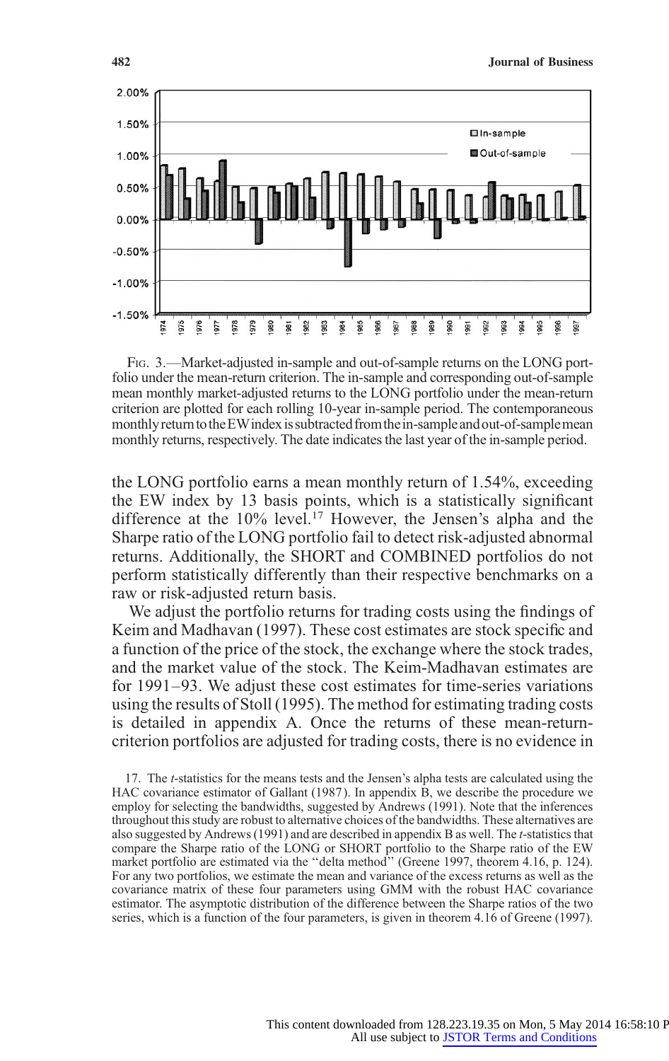FIG. 3.—Market-adjusted in-sample and out-of-sample returns on the LONG portfolio under the mean-return criterion. The in-sample and corresponding out-of-sample mean monthly market-adjusted returns to the LONG portfolio under the mean-return criterion are plotted for each rolling 10-year in-sample period. The contemporaneous monthly return to the EW index is subtracted from the in-sample and out-of-sample mean monthly returns, respectively. The date indicates the last year of the in-sample period.

the LONG portfolio earns a mean monthly return of 1.54%, exceeding the EW index by 13 basis points, which is a statistically significant difference at the 10% level.[17] However, the Jensen's alpha and the Sharpe ratio of the LONG portfolio fail to detect risk-adjusted abnormal returns. Additionally, the SHORT and COMBINED portfolios do not perform statistically differently than their respective benchmarks on a raw or risk-adjusted return basis.

We adjust the portfolio returns for trading costs using the findings of Keim and Madhavan (1997). These cost estimates are stock specific and a function of the price of the stock, the exchange where the stock trades, and the market value of the stock. The Keim-Madhavan estimates are for 1991–93. We adjust these cost estimates for time-series variations using the results of Stoll (1995). The method for estimating trading costs is detailed in appendix A. Once the returns of these mean-return-criterion portfolios are adjusted for trading costs, there is no evidence in

17. The *t*-statistics for the means tests and the Jensen's alpha tests are calculated using the HAC covariance estimator of Gallant (1987). In appendix B, we describe the procedure we employ for selecting the bandwidths, suggested by Andrews (1991). Note that the inferences throughout this study are robust to alternative choices of the bandwidths. These alternatives are also suggested by Andrews (1991) and are described in appendix B as well. The *t*-statistics that compare the Sharpe ratio of the LONG or SHORT portfolio to the Sharpe ratio of the EW market portfolio are estimated via the "delta method" (Greene 1997, theorem 4.16, p. 124). For any two portfolios, we estimate the mean and variance of the excess returns as well as the covariance matrix of these four parameters using GMM with the robust HAC covariance estimator. The asymptotic distribution of the difference between the Sharpe ratios of the two series, which is a function of the four parameters, is given in theorem 4.16 of Greene (1997).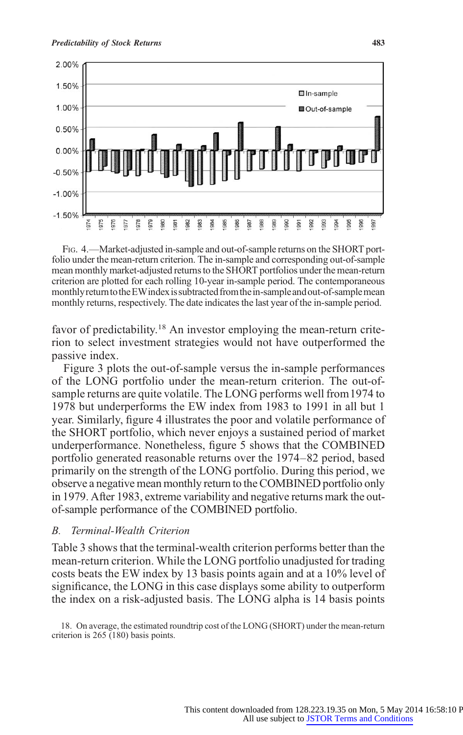Fig. 4.—Market-adjusted in-sample and out-of-sample returns on the SHORT portfolio under the mean-return criterion. The in-sample and corresponding out-of-sample mean monthly market-adjusted returns to the SHORT portfolios under the mean-return criterion are plotted for each rolling 10-year in-sample period. The contemporaneous monthly return to the EW index is subtracted from the in-sample and out-of-sample mean monthly returns, respectively. The date indicates the last year of the in-sample period.

favor of predictability.[18] An investor employing the mean-return criterion to select investment strategies would not have outperformed the passive index.

Figure 3 plots the out-of-sample versus the in-sample performances of the LONG portfolio under the mean-return criterion. The out-of-sample returns are quite volatile. The LONG performs well from 1974 to 1978 but underperforms the EW index from 1983 to 1991 in all but 1 year. Similarly, figure 4 illustrates the poor and volatile performance of the SHORT portfolio, which never enjoys a sustained period of market underperformance. Nonetheless, figure 5 shows that the COMBINED portfolio generated reasonable returns over the 1974–82 period, based primarily on the strength of the LONG portfolio. During this period, we observe a negative mean monthly return to the COMBINED portfolio only in 1979. After 1983, extreme variability and negative returns mark the out-of-sample performance of the COMBINED portfolio.

### B. Terminal-Wealth Criterion

Table 3 shows that the terminal-wealth criterion performs better than the mean-return criterion. While the LONG portfolio unadjusted for trading costs beats the EW index by 13 basis points again and at a 10% level of significance, the LONG in this case displays some ability to outperform the index on a risk-adjusted basis. The LONG alpha is 14 basis points

18. On average, the estimated roundtrip cost of the LONG (SHORT) under the mean-return criterion is 265 (180) basis points.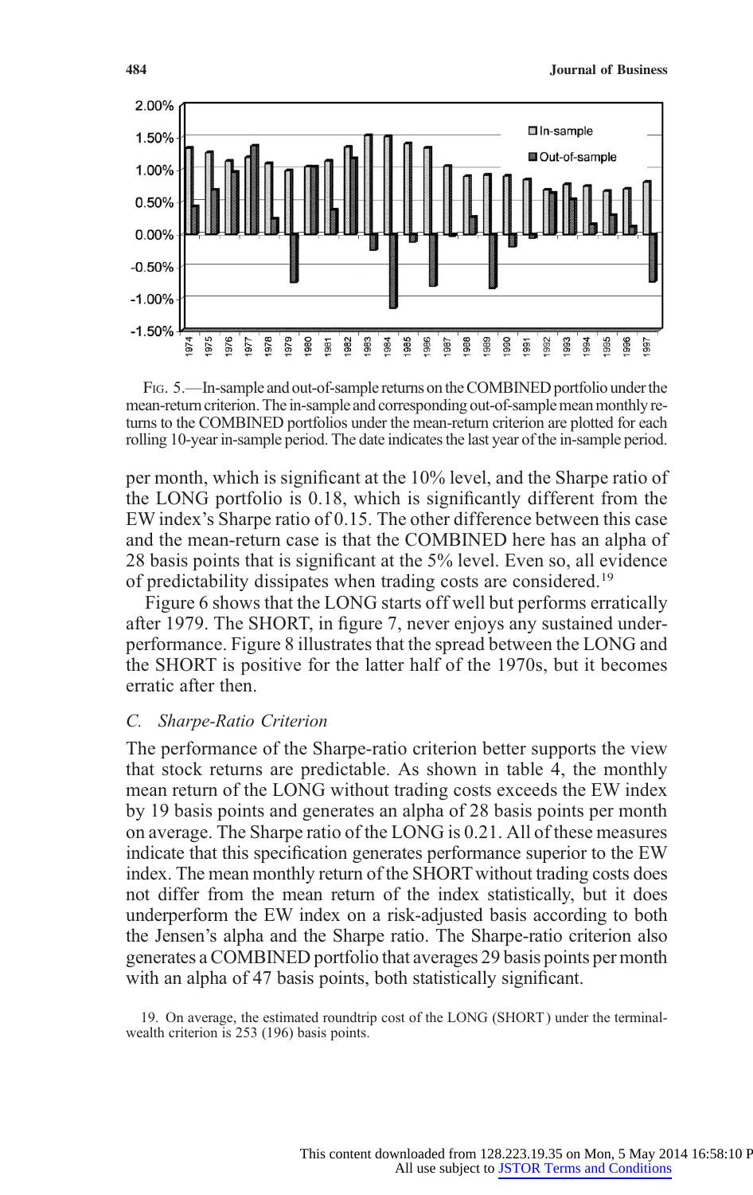FIG. 5.—In-sample and out-of-sample returns on the COMBINED portfolio under the mean-return criterion. The in-sample and corresponding out-of-sample mean monthly returns to the COMBINED portfolios under the mean-return criterion are plotted for each rolling 10-year in-sample period. The date indicates the last year of the in-sample period.

per month, which is significant at the 10% level, and the Sharpe ratio of the LONG portfolio is 0.18, which is significantly different from the EW index's Sharpe ratio of 0.15. The other difference between this case and the mean-return case is that the COMBINED here has an alpha of 28 basis points that is significant at the 5% level. Even so, all evidence of predictability dissipates when trading costs are considered.[19]

Figure 6 shows that the LONG starts off well but performs erratically after 1979. The SHORT, in figure 7, never enjoys any sustained underperformance. Figure 8 illustrates that the spread between the LONG and the SHORT is positive for the latter half of the 1970s, but it becomes erratic after then.

### *C. Sharpe-Ratio Criterion*

The performance of the Sharpe-ratio criterion better supports the view that stock returns are predictable. As shown in table 4, the monthly mean return of the LONG without trading costs exceeds the EW index by 19 basis points and generates an alpha of 28 basis points per month on average. The Sharpe ratio of the LONG is 0.21. All of these measures indicate that this specification generates performance superior to the EW index. The mean monthly return of the SHORT without trading costs does not differ from the mean return of the index statistically, but it does underperform the EW index on a risk-adjusted basis according to both the Jensen's alpha and the Sharpe ratio. The Sharpe-ratio criterion also generates a COMBINED portfolio that averages 29 basis points per month with an alpha of 47 basis points, both statistically significant.

19. On average, the estimated roundtrip cost of the LONG (SHORT) under the terminal-wealth criterion is 253 (196) basis points.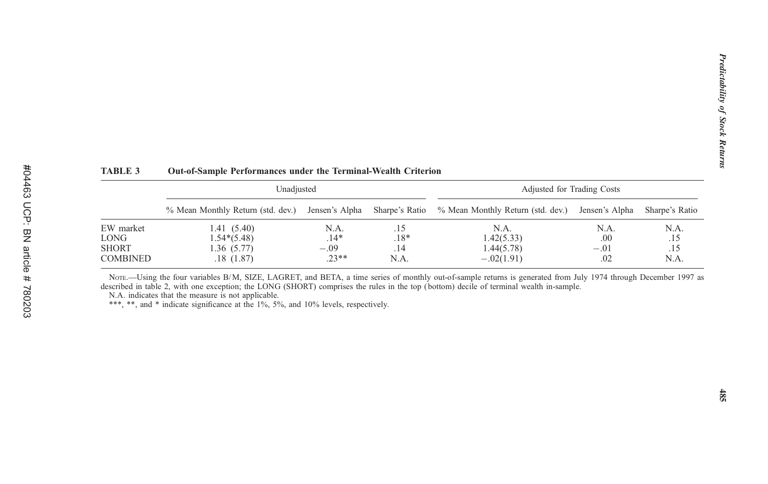**TABLE 3 Out-of-Sample Performances under the Terminal-Wealth Criterion**

| | Unadjusted | | | Adjusted for Trading Costs | | |
|---|---|---|---|---|---|---|
| | % Mean Monthly Return (std. dev.) | Jensen's Alpha | Sharpe's Ratio | % Mean Monthly Return (std. dev.) | Jensen's Alpha | Sharpe's Ratio |
| EW market | 1.41 (5.40) | N.A. | .15 | N.A. | N.A. | N.A. |
| LONG | 1.54*(5.48) | .14* | .18* | 1.42(5.33) | .00 | .15 |
| SHORT | 1.36 (5.77) | −.09 | .14 | 1.44(5.78) | −.01 | .15 |
| COMBINED | .18 (1.87) | .23** | N.A. | −.02(1.91) | .02 | N.A. |

NOTE.—Using the four variables B/M, SIZE, LAGRET, and BETA, a time series of monthly out-of-sample returns is generated from July 1974 through December 1997 as described in table 2, with one exception; the LONG (SHORT) comprises the rules in the top (bottom) decile of terminal wealth in-sample.

N.A. indicates that the measure is not applicable.

***, **, and * indicate significance at the 1%, 5%, and 10% levels, respectively.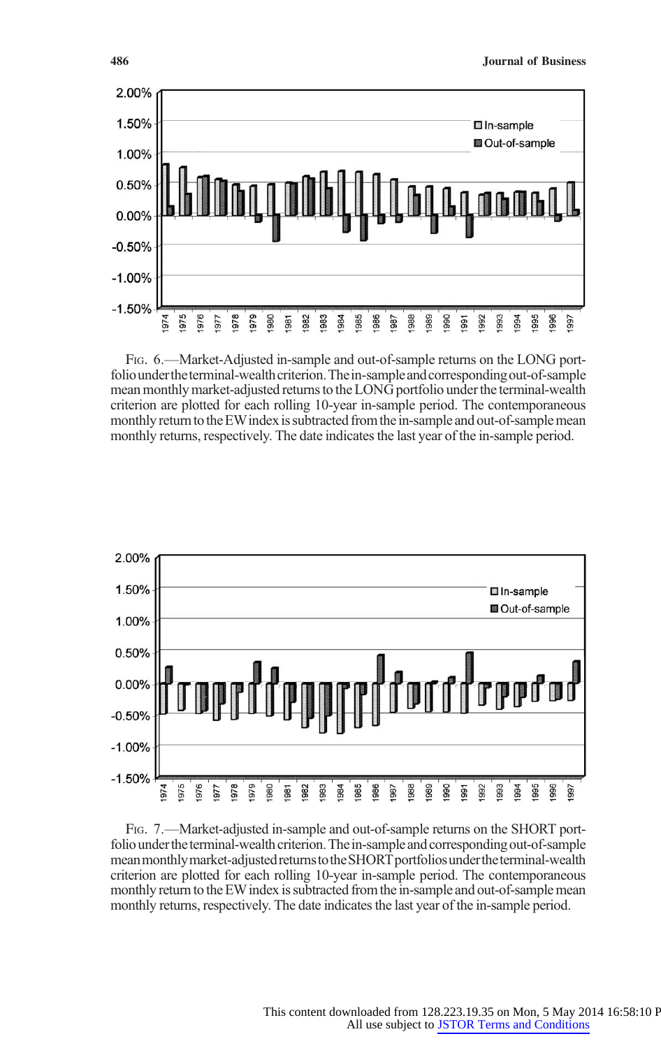Fig. 6.—Market-Adjusted in-sample and out-of-sample returns on the LONG portfolio under the terminal-wealth criterion. The in-sample and corresponding out-of-sample mean monthly market-adjusted returns to the LONG portfolio under the terminal-wealth criterion are plotted for each rolling 10-year in-sample period. The contemporaneous monthly return to the EW index is subtracted from the in-sample and out-of-sample mean monthly returns, respectively. The date indicates the last year of the in-sample period.

Fig. 7.—Market-adjusted in-sample and out-of-sample returns on the SHORT portfolio under the terminal-wealth criterion. The in-sample and corresponding out-of-sample mean monthly market-adjusted returns to the SHORT portfolios under the terminal-wealth criterion are plotted for each rolling 10-year in-sample period. The contemporaneous monthly return to the EW index is subtracted from the in-sample and out-of-sample mean monthly returns, respectively. The date indicates the last year of the in-sample period.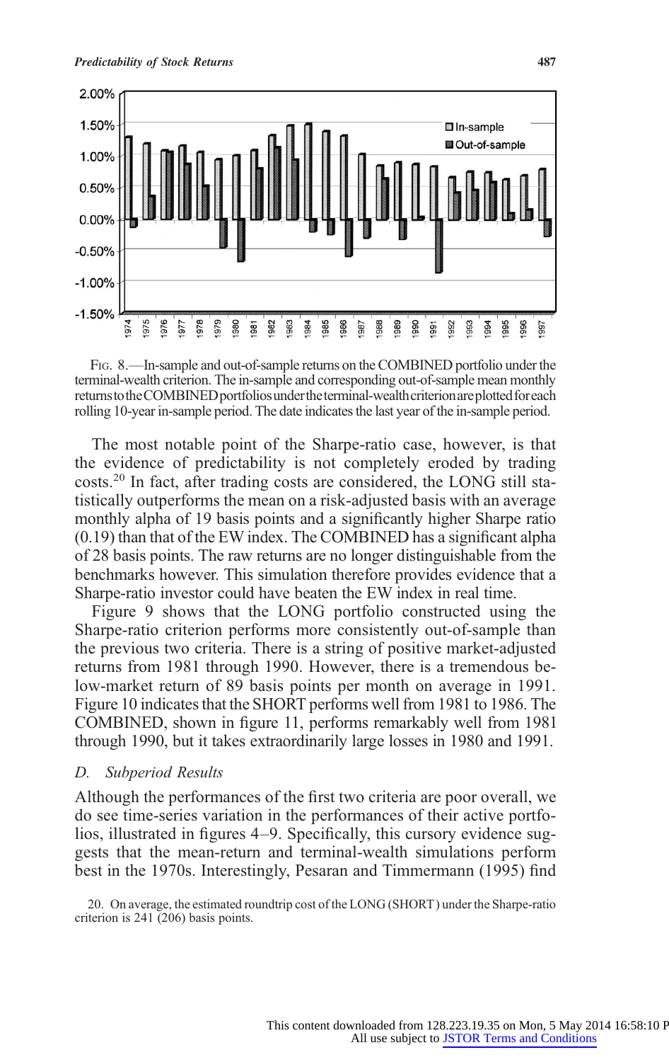FIG. 8.—In-sample and out-of-sample returns on the COMBINED portfolio under the terminal-wealth criterion. The in-sample and corresponding out-of-sample mean monthly returns to the COMBINED portfolios under the terminal-wealth criterion are plotted for each rolling 10-year in-sample period. The date indicates the last year of the in-sample period.

The most notable point of the Sharpe-ratio case, however, is that the evidence of predictability is not completely eroded by trading costs.[20] In fact, after trading costs are considered, the LONG still statistically outperforms the mean on a risk-adjusted basis with an average monthly alpha of 19 basis points and a significantly higher Sharpe ratio (0.19) than that of the EW index. The COMBINED has a significant alpha of 28 basis points. The raw returns are no longer distinguishable from the benchmarks however. This simulation therefore provides evidence that a Sharpe-ratio investor could have beaten the EW index in real time.

Figure 9 shows that the LONG portfolio constructed using the Sharpe-ratio criterion performs more consistently out-of-sample than the previous two criteria. There is a string of positive market-adjusted returns from 1981 through 1990. However, there is a tremendous below-market return of 89 basis points per month on average in 1991. Figure 10 indicates that the SHORT performs well from 1981 to 1986. The COMBINED, shown in figure 11, performs remarkably well from 1981 through 1990, but it takes extraordinarily large losses in 1980 and 1991.

### *D. Subperiod Results*

Although the performances of the first two criteria are poor overall, we do see time-series variation in the performances of their active portfolios, illustrated in figures 4–9. Specifically, this cursory evidence suggests that the mean-return and terminal-wealth simulations perform best in the 1970s. Interestingly, Pesaran and Timmermann (1995) find

20. On average, the estimated roundtrip cost of the LONG (SHORT) under the Sharpe-ratio criterion is 241 (206) basis points.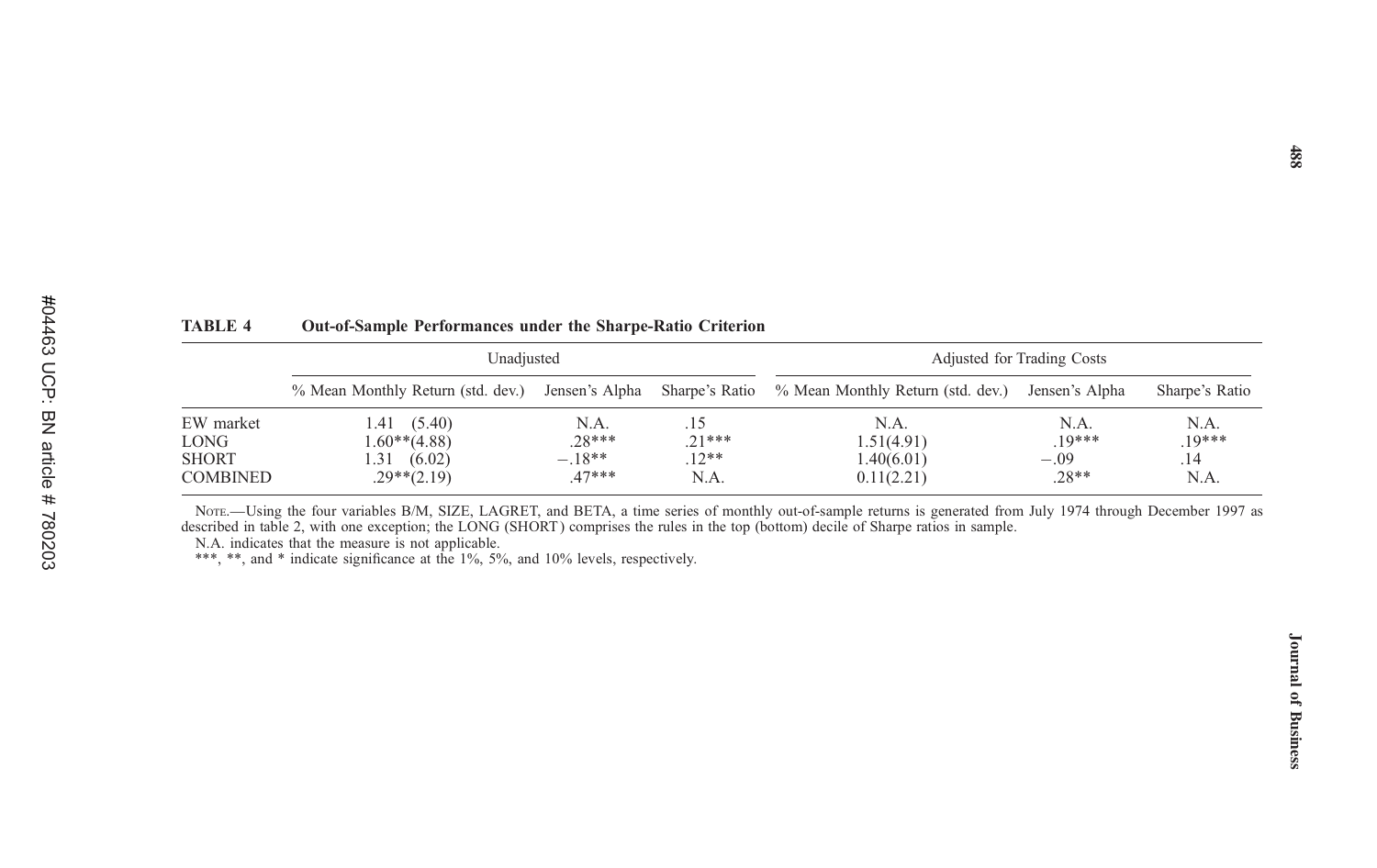**TABLE 4 Out-of-Sample Performances under the Sharpe-Ratio Criterion**

| | Unadjusted | | | Adjusted for Trading Costs | | |
|---|---|---|---|---|---|---|
| | % Mean Monthly Return (std. dev.) | Jensen's Alpha | Sharpe's Ratio | % Mean Monthly Return (std. dev.) | Jensen's Alpha | Sharpe's Ratio |
| EW market | 1.41 (5.40) | N.A. | .15 | N.A. | N.A. | N.A. |
| LONG | 1.60**(4.88) | .28*** | .21*** | 1.51(4.91) | .19*** | .19*** |
| SHORT | 1.31 (6.02) | −.18** | .12** | 1.40(6.01) | −.09 | .14 |
| COMBINED | .29**(2.19) | .47*** | N.A. | 0.11(2.21) | .28** | N.A. |

Note.—Using the four variables B/M, SIZE, LAGRET, and BETA, a time series of monthly out-of-sample returns is generated from July 1974 through December 1997 as described in table 2, with one exception; the LONG (SHORT) comprises the rules in the top (bottom) decile of Sharpe ratios in sample.

N.A. indicates that the measure is not applicable.

***, **, and * indicate significance at the 1%, 5%, and 10% levels, respectively.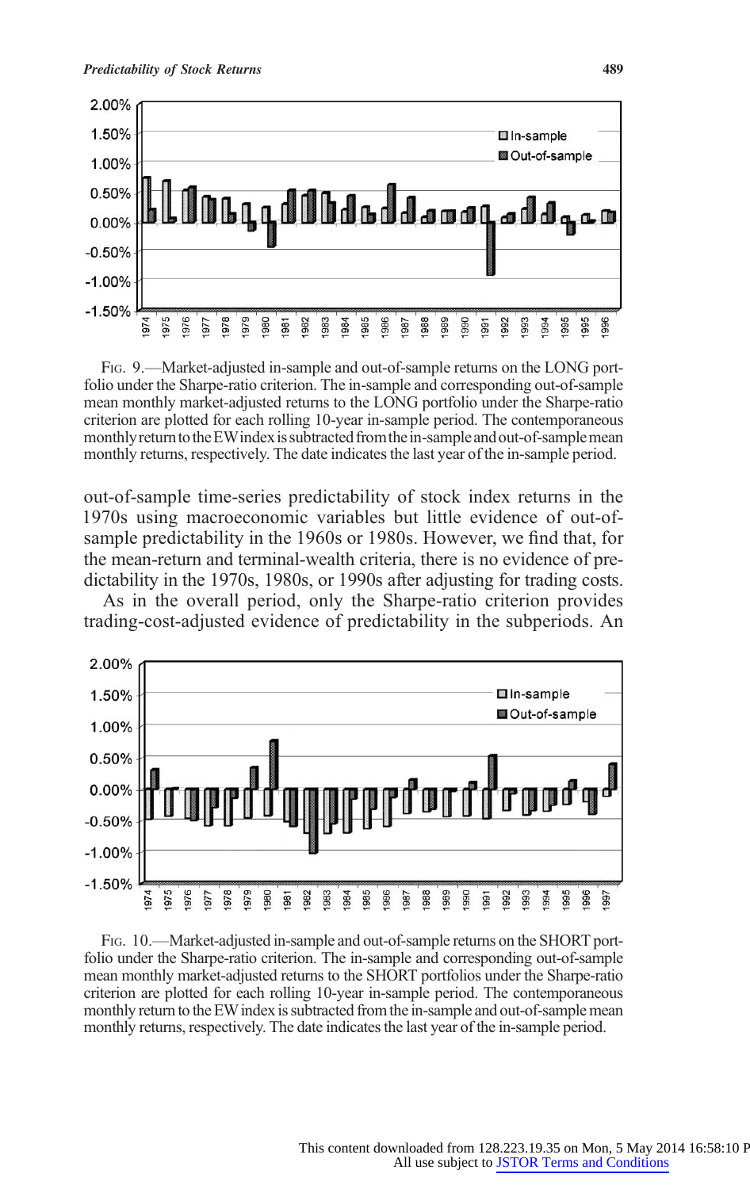FIG. 9.—Market-adjusted in-sample and out-of-sample returns on the LONG portfolio under the Sharpe-ratio criterion. The in-sample and corresponding out-of-sample mean monthly market-adjusted returns to the LONG portfolio under the Sharpe-ratio criterion are plotted for each rolling 10-year in-sample period. The contemporaneous monthly return to the EW index is subtracted from the in-sample and out-of-sample mean monthly returns, respectively. The date indicates the last year of the in-sample period.

out-of-sample time-series predictability of stock index returns in the 1970s using macroeconomic variables but little evidence of out-of-sample predictability in the 1960s or 1980s. However, we find that, for the mean-return and terminal-wealth criteria, there is no evidence of predictability in the 1970s, 1980s, or 1990s after adjusting for trading costs.

As in the overall period, only the Sharpe-ratio criterion provides trading-cost-adjusted evidence of predictability in the subperiods. An

FIG. 10.—Market-adjusted in-sample and out-of-sample returns on the SHORT portfolio under the Sharpe-ratio criterion. The in-sample and corresponding out-of-sample mean monthly market-adjusted returns to the SHORT portfolios under the Sharpe-ratio criterion are plotted for each rolling 10-year in-sample period. The contemporaneous monthly return to the EW index is subtracted from the in-sample and out-of-sample mean monthly returns, respectively. The date indicates the last year of the in-sample period.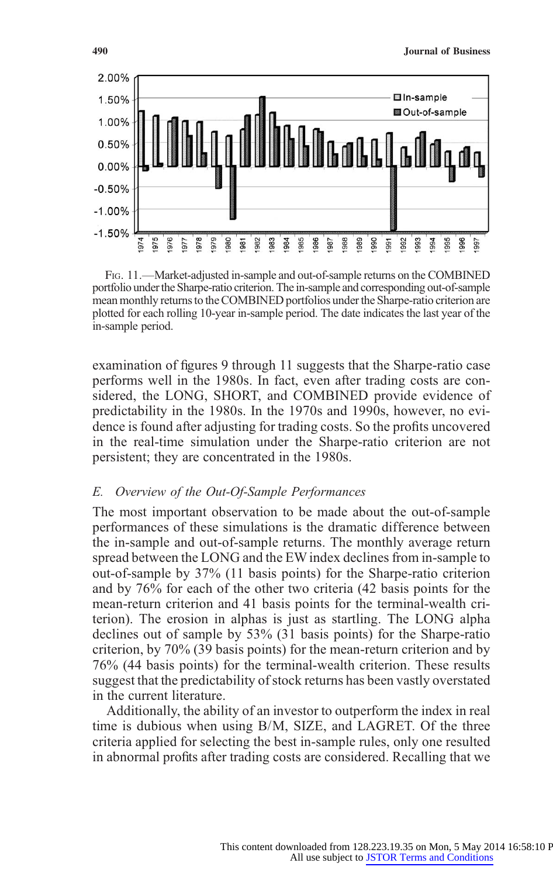FIG. 11.—Market-adjusted in-sample and out-of-sample returns on the COMBINED portfolio under the Sharpe-ratio criterion. The in-sample and corresponding out-of-sample mean monthly returns to the COMBINED portfolios under the Sharpe-ratio criterion are plotted for each rolling 10-year in-sample period. The date indicates the last year of the in-sample period.

examination of figures 9 through 11 suggests that the Sharpe-ratio case performs well in the 1980s. In fact, even after trading costs are considered, the LONG, SHORT, and COMBINED provide evidence of predictability in the 1980s. In the 1970s and 1990s, however, no evidence is found after adjusting for trading costs. So the profits uncovered in the real-time simulation under the Sharpe-ratio criterion are not persistent; they are concentrated in the 1980s.

## *E. Overview of the Out-Of-Sample Performances*

The most important observation to be made about the out-of-sample performances of these simulations is the dramatic difference between the in-sample and out-of-sample returns. The monthly average return spread between the LONG and the EW index declines from in-sample to out-of-sample by 37% (11 basis points) for the Sharpe-ratio criterion and by 76% for each of the other two criteria (42 basis points for the mean-return criterion and 41 basis points for the terminal-wealth criterion). The erosion in alphas is just as startling. The LONG alpha declines out of sample by 53% (31 basis points) for the Sharpe-ratio criterion, by 70% (39 basis points) for the mean-return criterion and by 76% (44 basis points) for the terminal-wealth criterion. These results suggest that the predictability of stock returns has been vastly overstated in the current literature.

Additionally, the ability of an investor to outperform the index in real time is dubious when using B/M, SIZE, and LAGRET. Of the three criteria applied for selecting the best in-sample rules, only one resulted in abnormal profits after trading costs are considered. Recalling that we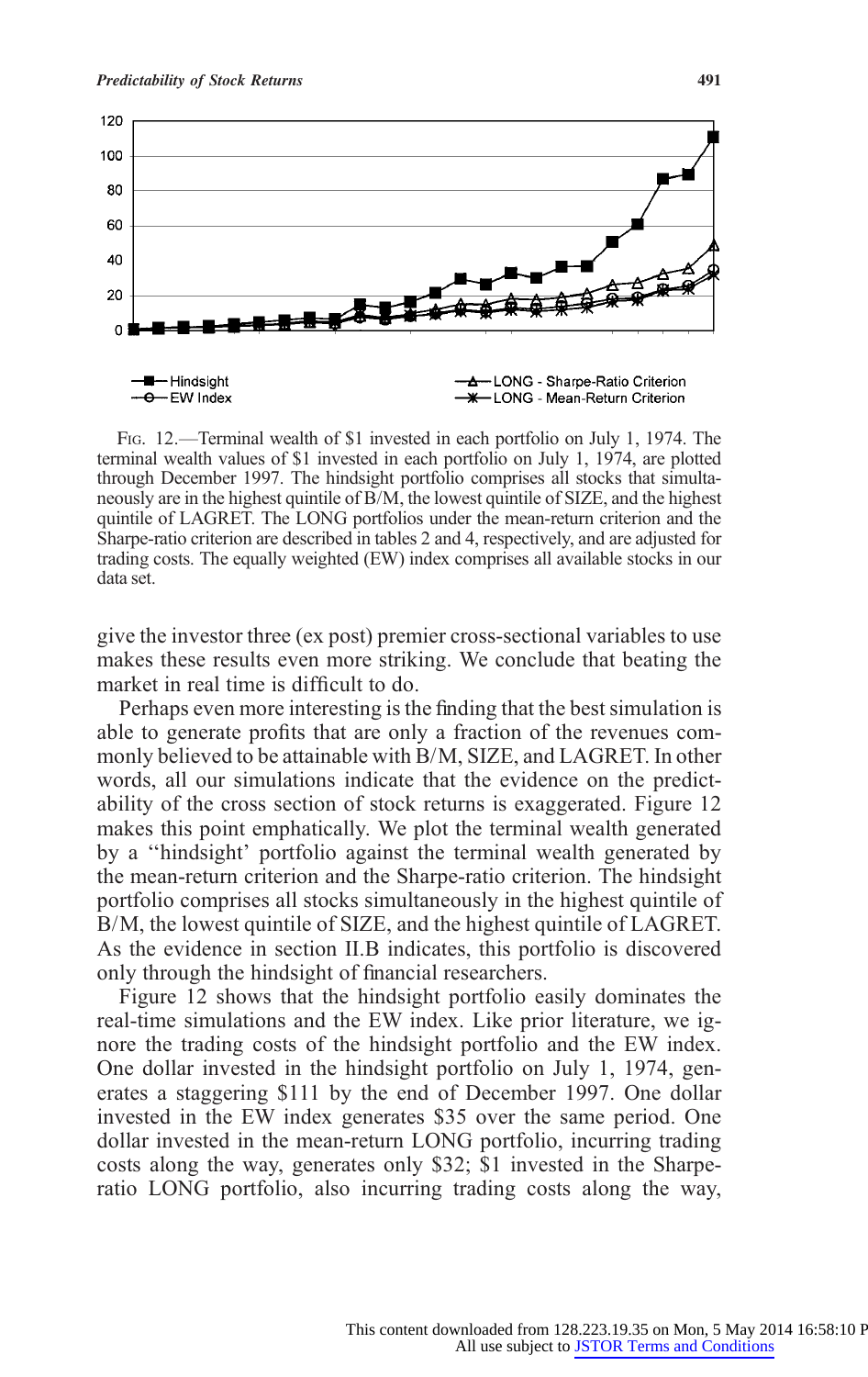FIG. 12.—Terminal wealth of $1 invested in each portfolio on July 1, 1974. The terminal wealth values of $1 invested in each portfolio on July 1, 1974, are plotted through December 1997. The hindsight portfolio comprises all stocks that simultaneously are in the highest quintile of B/M, the lowest quintile of SIZE, and the highest quintile of LAGRET. The LONG portfolios under the mean-return criterion and the Sharpe-ratio criterion are described in tables 2 and 4, respectively, and are adjusted for trading costs. The equally weighted (EW) index comprises all available stocks in our data set.

give the investor three (ex post) premier cross-sectional variables to use makes these results even more striking. We conclude that beating the market in real time is difficult to do.

Perhaps even more interesting is the finding that the best simulation is able to generate profits that are only a fraction of the revenues commonly believed to be attainable with B/M, SIZE, and LAGRET. In other words, all our simulations indicate that the evidence on the predictability of the cross section of stock returns is exaggerated. Figure 12 makes this point emphatically. We plot the terminal wealth generated by a "hindsight" portfolio against the terminal wealth generated by the mean-return criterion and the Sharpe-ratio criterion. The hindsight portfolio comprises all stocks simultaneously in the highest quintile of B/M, the lowest quintile of SIZE, and the highest quintile of LAGRET. As the evidence in section II.B indicates, this portfolio is discovered only through the hindsight of financial researchers.

Figure 12 shows that the hindsight portfolio easily dominates the real-time simulations and the EW index. Like prior literature, we ignore the trading costs of the hindsight portfolio and the EW index. One dollar invested in the hindsight portfolio on July 1, 1974, generates a staggering $111 by the end of December 1997. One dollar invested in the EW index generates $35 over the same period. One dollar invested in the mean-return LONG portfolio, incurring trading costs along the way, generates only $32; $1 invested in the Sharpe-ratio LONG portfolio, also incurring trading costs along the way,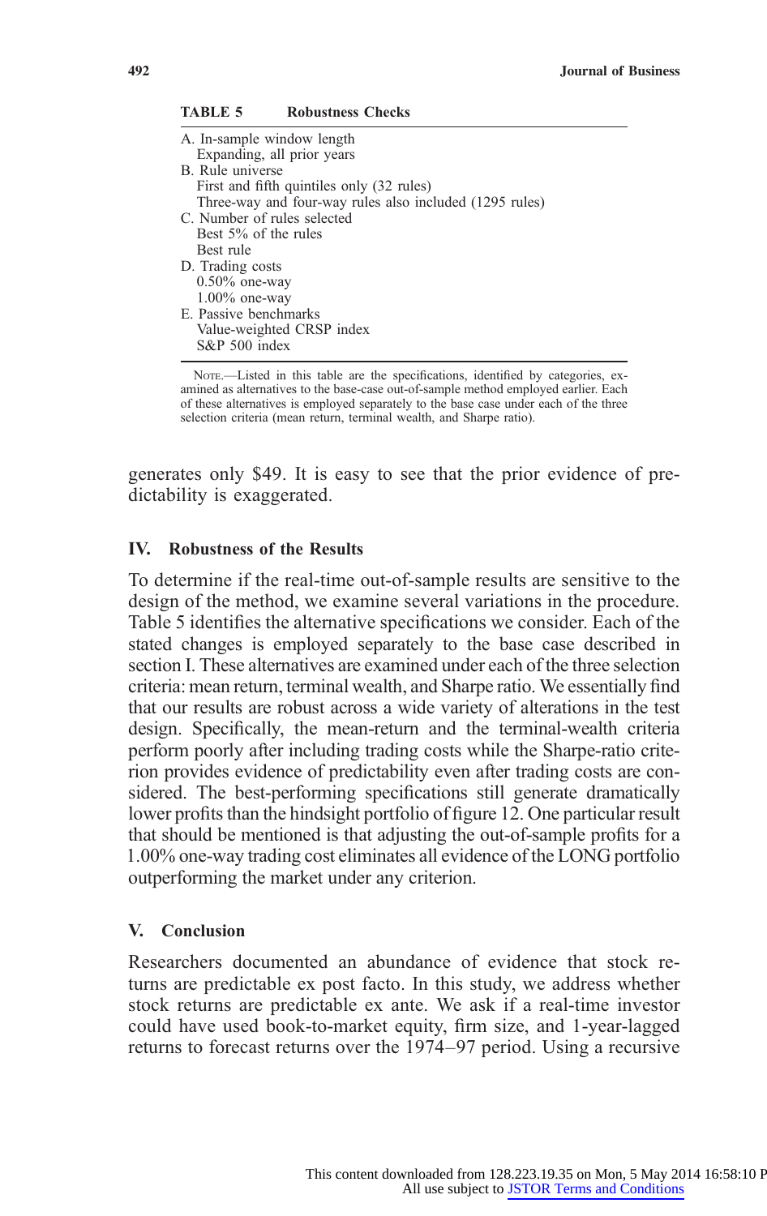**TABLE 5 Robustness Checks**

| |
|---|
| A. In-sample window length |
| Expanding, all prior years |
| B. Rule universe |
| First and fifth quintiles only (32 rules) |
| Three-way and four-way rules also included (1295 rules) |
| C. Number of rules selected |
| Best 5% of the rules |
| Best rule |
| D. Trading costs |
| 0.50% one-way |
| 1.00% one-way |
| E. Passive benchmarks |
| Value-weighted CRSP index |
| S&P 500 index |

NOTE.—Listed in this table are the specifications, identified by categories, examined as alternatives to the base-case out-of-sample method employed earlier. Each of these alternatives is employed separately to the base case under each of the three selection criteria (mean return, terminal wealth, and Sharpe ratio).

generates only $49. It is easy to see that the prior evidence of predictability is exaggerated.

## IV. Robustness of the Results

To determine if the real-time out-of-sample results are sensitive to the design of the method, we examine several variations in the procedure. Table 5 identifies the alternative specifications we consider. Each of the stated changes is employed separately to the base case described in section I. These alternatives are examined under each of the three selection criteria: mean return, terminal wealth, and Sharpe ratio. We essentially find that our results are robust across a wide variety of alterations in the test design. Specifically, the mean-return and the terminal-wealth criteria perform poorly after including trading costs while the Sharpe-ratio criterion provides evidence of predictability even after trading costs are considered. The best-performing specifications still generate dramatically lower profits than the hindsight portfolio of figure 12. One particular result that should be mentioned is that adjusting the out-of-sample profits for a 1.00% one-way trading cost eliminates all evidence of the LONG portfolio outperforming the market under any criterion.

## V. Conclusion

Researchers documented an abundance of evidence that stock returns are predictable ex post facto. In this study, we address whether stock returns are predictable ex ante. We ask if a real-time investor could have used book-to-market equity, firm size, and 1-year-lagged returns to forecast returns over the 1974–97 period. Using a recursive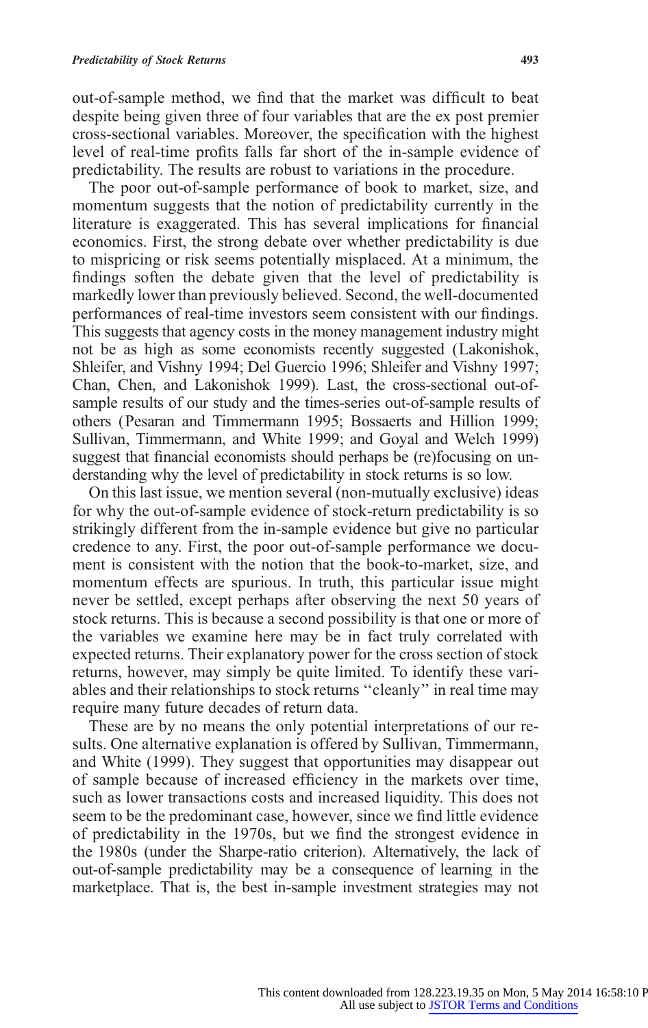out-of-sample method, we find that the market was difficult to beat despite being given three of four variables that are the ex post premier cross-sectional variables. Moreover, the specification with the highest level of real-time profits falls far short of the in-sample evidence of predictability. The results are robust to variations in the procedure.

The poor out-of-sample performance of book to market, size, and momentum suggests that the notion of predictability currently in the literature is exaggerated. This has several implications for financial economics. First, the strong debate over whether predictability is due to mispricing or risk seems potentially misplaced. At a minimum, the findings soften the debate given that the level of predictability is markedly lower than previously believed. Second, the well-documented performances of real-time investors seem consistent with our findings. This suggests that agency costs in the money management industry might not be as high as some economists recently suggested (Lakonishok, Shleifer, and Vishny 1994; Del Guercio 1996; Shleifer and Vishny 1997; Chan, Chen, and Lakonishok 1999). Last, the cross-sectional out-of-sample results of our study and the times-series out-of-sample results of others (Pesaran and Timmermann 1995; Bossaerts and Hillion 1999; Sullivan, Timmermann, and White 1999; and Goyal and Welch 1999) suggest that financial economists should perhaps be (re)focusing on understanding why the level of predictability in stock returns is so low.

On this last issue, we mention several (non-mutually exclusive) ideas for why the out-of-sample evidence of stock-return predictability is so strikingly different from the in-sample evidence but give no particular credence to any. First, the poor out-of-sample performance we document is consistent with the notion that the book-to-market, size, and momentum effects are spurious. In truth, this particular issue might never be settled, except perhaps after observing the next 50 years of stock returns. This is because a second possibility is that one or more of the variables we examine here may be in fact truly correlated with expected returns. Their explanatory power for the cross section of stock returns, however, may simply be quite limited. To identify these variables and their relationships to stock returns "cleanly" in real time may require many future decades of return data.

These are by no means the only potential interpretations of our results. One alternative explanation is offered by Sullivan, Timmermann, and White (1999). They suggest that opportunities may disappear out of sample because of increased efficiency in the markets over time, such as lower transactions costs and increased liquidity. This does not seem to be the predominant case, however, since we find little evidence of predictability in the 1970s, but we find the strongest evidence in the 1980s (under the Sharpe-ratio criterion). Alternatively, the lack of out-of-sample predictability may be a consequence of learning in the marketplace. That is, the best in-sample investment strategies may not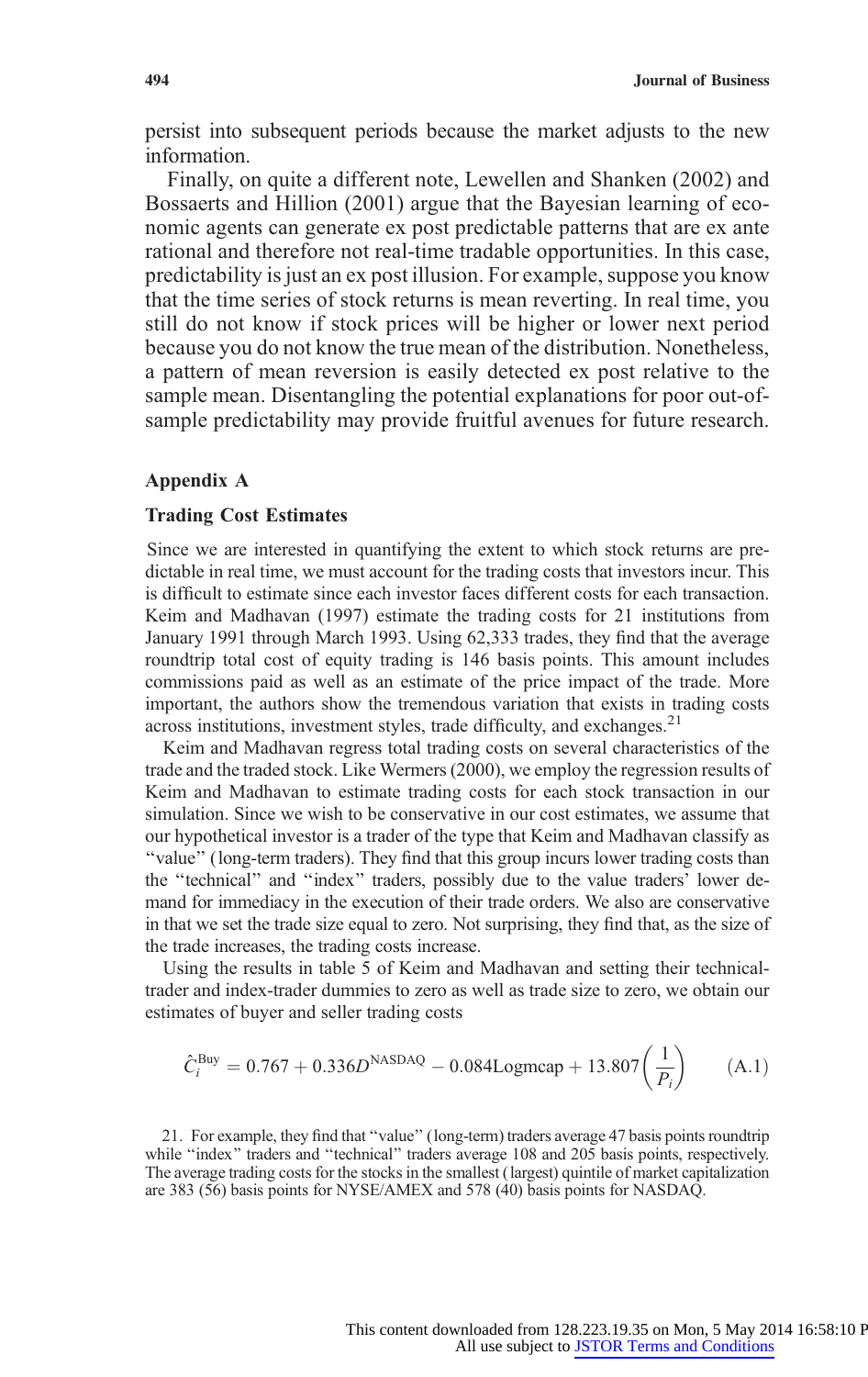persist into subsequent periods because the market adjusts to the new information.

Finally, on quite a different note, Lewellen and Shanken (2002) and Bossaerts and Hillion (2001) argue that the Bayesian learning of economic agents can generate ex post predictable patterns that are ex ante rational and therefore not real-time tradable opportunities. In this case, predictability is just an ex post illusion. For example, suppose you know that the time series of stock returns is mean reverting. In real time, you still do not know if stock prices will be higher or lower next period because you do not know the true mean of the distribution. Nonetheless, a pattern of mean reversion is easily detected ex post relative to the sample mean. Disentangling the potential explanations for poor out-of-sample predictability may provide fruitful avenues for future research.

## Appendix A

### Trading Cost Estimates

Since we are interested in quantifying the extent to which stock returns are predictable in real time, we must account for the trading costs that investors incur. This is difficult to estimate since each investor faces different costs for each transaction. Keim and Madhavan (1997) estimate the trading costs for 21 institutions from January 1991 through March 1993. Using 62,333 trades, they find that the average roundtrip total cost of equity trading is 146 basis points. This amount includes commissions paid as well as an estimate of the price impact of the trade. More important, the authors show the tremendous variation that exists in trading costs across institutions, investment styles, trade difficulty, and exchanges.[21]

Keim and Madhavan regress total trading costs on several characteristics of the trade and the traded stock. Like Wermers (2000), we employ the regression results of Keim and Madhavan to estimate trading costs for each stock transaction in our simulation. Since we wish to be conservative in our cost estimates, we assume that our hypothetical investor is a trader of the type that Keim and Madhavan classify as "value" (long-term traders). They find that this group incurs lower trading costs than the "technical" and "index" traders, possibly due to the value traders' lower demand for immediacy in the execution of their trade orders. We also are conservative in that we set the trade size equal to zero. Not surprising, they find that, as the size of the trade increases, the trading costs increase.

Using the results in table 5 of Keim and Madhavan and setting their technical-trader and index-trader dummies to zero as well as trade size to zero, we obtain our estimates of buyer and seller trading costs

$$\hat{C}_i^{\text{Buy}} = 0.767 + 0.336D^{\text{NASDAQ}} - 0.084\text{Logmcap} + 13.807\left(\frac{1}{P_i}\right) \qquad \text{(A.1)}$$

21. For example, they find that "value" (long-term) traders average 47 basis points roundtrip while "index" traders and "technical" traders average 108 and 205 basis points, respectively. The average trading costs for the stocks in the smallest (largest) quintile of market capitalization are 383 (56) basis points for NYSE/AMEX and 578 (40) basis points for NASDAQ.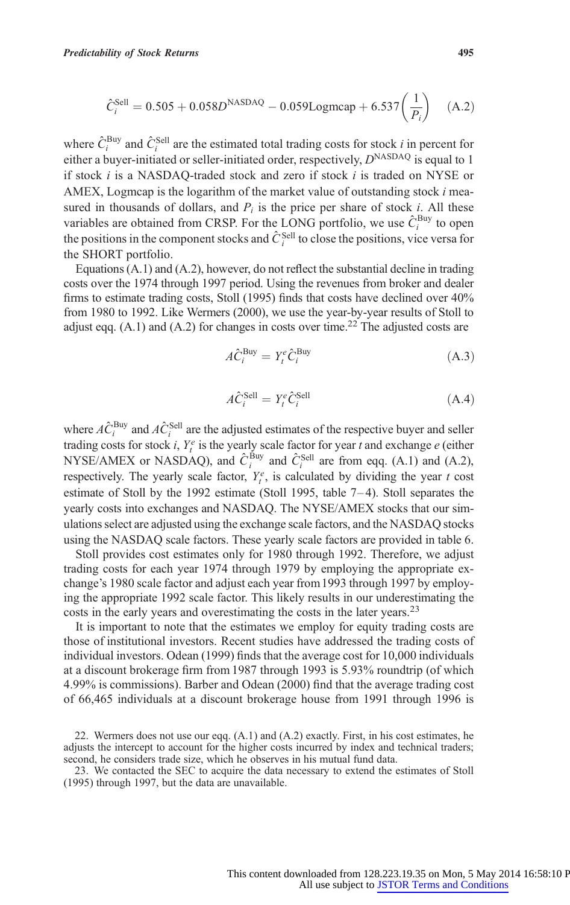$$\hat{C}_i^{\text{Sell}} = 0.505 + 0.058D^{\text{NASDAQ}} - 0.059\text{Logmcap} + 6.537\left(\frac{1}{P_i}\right) \quad \text{(A.2)}$$

where $\hat{C}_i^{\text{Buy}}$ and $\hat{C}_i^{\text{Sell}}$ are the estimated total trading costs for stock $i$ in percent for either a buyer-initiated or seller-initiated order, respectively, $D^{\text{NASDAQ}}$ is equal to 1 if stock $i$ is a NASDAQ-traded stock and zero if stock $i$ is traded on NYSE or AMEX, Logmcap is the logarithm of the market value of outstanding stock $i$ measured in thousands of dollars, and $P_i$ is the price per share of stock $i$. All these variables are obtained from CRSP. For the LONG portfolio, we use $\hat{C}_i^{\text{Buy}}$ to open the positions in the component stocks and $\hat{C}_i^{\text{Sell}}$ to close the positions, vice versa for the SHORT portfolio.

Equations (A.1) and (A.2), however, do not reflect the substantial decline in trading costs over the 1974 through 1997 period. Using the revenues from broker and dealer firms to estimate trading costs, Stoll (1995) finds that costs have declined over 40% from 1980 to 1992. Like Wermers (2000), we use the year-by-year results of Stoll to adjust eqq. (A.1) and (A.2) for changes in costs over time.[22] The adjusted costs are

$$A\hat{C}_i^{\text{Buy}} = Y_t^e \hat{C}_i^{\text{Buy}} \quad \text{(A.3)}$$

$$A\hat{C}_i^{\text{Sell}} = Y_t^e \hat{C}_i^{\text{Sell}} \quad \text{(A.4)}$$

where $A\hat{C}_i^{\text{Buy}}$ and $A\hat{C}_i^{\text{Sell}}$ are the adjusted estimates of the respective buyer and seller trading costs for stock $i$, $Y_t^e$ is the yearly scale factor for year $t$ and exchange $e$ (either NYSE/AMEX or NASDAQ), and $\hat{C}_i^{\text{Buy}}$ and $\hat{C}_i^{\text{Sell}}$ are from eqq. (A.1) and (A.2), respectively. The yearly scale factor, $Y_t^e$, is calculated by dividing the year $t$ cost estimate of Stoll by the 1992 estimate (Stoll 1995, table 7–4). Stoll separates the yearly costs into exchanges and NASDAQ. The NYSE/AMEX stocks that our simulations select are adjusted using the exchange scale factors, and the NASDAQ stocks using the NASDAQ scale factors. These yearly scale factors are provided in table 6.

Stoll provides cost estimates only for 1980 through 1992. Therefore, we adjust trading costs for each year 1974 through 1979 by employing the appropriate exchange's 1980 scale factor and adjust each year from 1993 through 1997 by employing the appropriate 1992 scale factor. This likely results in our underestimating the costs in the early years and overestimating the costs in the later years.[23]

It is important to note that the estimates we employ for equity trading costs are those of institutional investors. Recent studies have addressed the trading costs of individual investors. Odean (1999) finds that the average cost for 10,000 individuals at a discount brokerage firm from 1987 through 1993 is 5.93% roundtrip (of which 4.99% is commissions). Barber and Odean (2000) find that the average trading cost of 66,465 individuals at a discount brokerage house from 1991 through 1996 is

22. Wermers does not use our eqq. (A.1) and (A.2) exactly. First, in his cost estimates, he adjusts the intercept to account for the higher costs incurred by index and technical traders; second, he considers trade size, which he observes in his mutual fund data.

23. We contacted the SEC to acquire the data necessary to extend the estimates of Stoll (1995) through 1997, but the data are unavailable.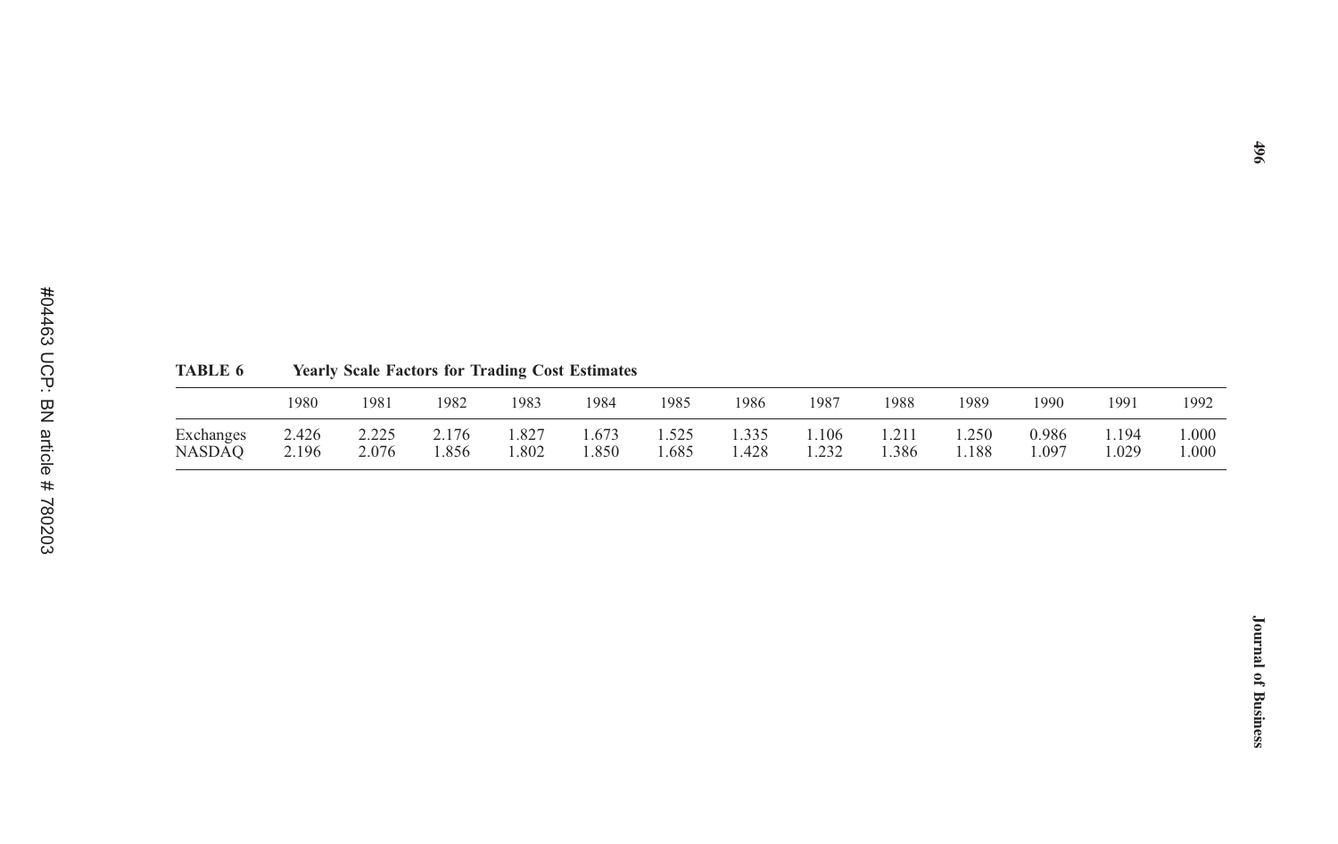**TABLE 6** **Yearly Scale Factors for Trading Cost Estimates**

| | 1980 | 1981 | 1982 | 1983 | 1984 | 1985 | 1986 | 1987 | 1988 | 1989 | 1990 | 1991 | 1992 |
|---|---|---|---|---|---|---|---|---|---|---|---|---|---|
| Exchanges | 2.426 | 2.225 | 2.176 | 1.827 | 1.673 | 1.525 | 1.335 | 1.106 | 1.211 | 1.250 | 0.986 | 1.194 | 1.000 |
| NASDAQ | 2.196 | 2.076 | 1.856 | 1.802 | 1.850 | 1.685 | 1.428 | 1.232 | 1.386 | 1.188 | 1.097 | 1.029 | 1.000 |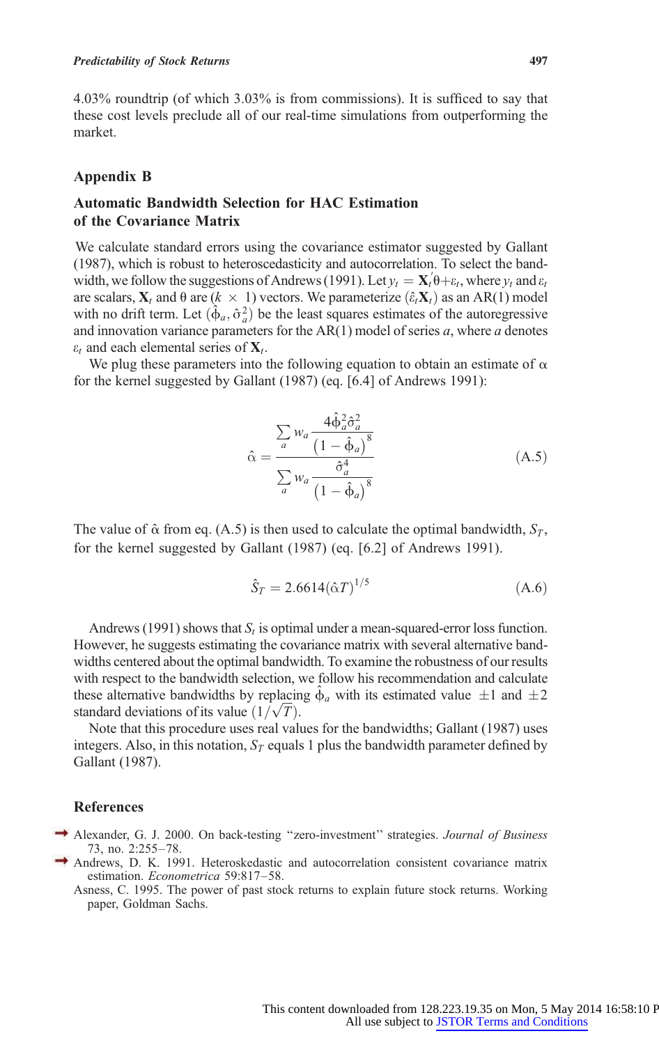4.03% roundtrip (of which 3.03% is from commissions). It is sufficed to say that these cost levels preclude all of our real-time simulations from outperforming the market.

## Appendix B

### Automatic Bandwidth Selection for HAC Estimation of the Covariance Matrix

We calculate standard errors using the covariance estimator suggested by Gallant (1987), which is robust to heteroscedasticity and autocorrelation. To select the bandwidth, we follow the suggestions of Andrews (1991). Let $y_t = \mathbf{X}_t'\theta + \varepsilon_t$, where $y_t$ and $\varepsilon_t$ are scalars, $\mathbf{X}_t$ and $\theta$ are $(k \times 1)$ vectors. We parameterize $(\hat{\varepsilon}_t \mathbf{X}_t)$ as an AR(1) model with no drift term. Let $(\hat{\phi}_a, \hat{\sigma}_a^2)$ be the least squares estimates of the autoregressive and innovation variance parameters for the AR(1) model of series $a$, where $a$ denotes $\varepsilon_t$ and each elemental series of $\mathbf{X}_t$.

We plug these parameters into the following equation to obtain an estimate of $\alpha$ for the kernel suggested by Gallant (1987) (eq. [6.4] of Andrews 1991):

$$\hat{\alpha} = \frac{\sum_a w_a \dfrac{4\hat{\phi}_a^2 \hat{\sigma}_a^2}{\left(1 - \hat{\phi}_a\right)^8}}{\sum_a w_a \dfrac{\hat{\sigma}_a^4}{\left(1 - \hat{\phi}_a\right)^8}} \tag{A.5}$$

The value of $\hat{\alpha}$ from eq. (A.5) is then used to calculate the optimal bandwidth, $S_T$, for the kernel suggested by Gallant (1987) (eq. [6.2] of Andrews 1991).

$$\hat{S}_T = 2.6614(\hat{\alpha}T)^{1/5} \tag{A.6}$$

Andrews (1991) shows that $S_t$ is optimal under a mean-squared-error loss function. However, he suggests estimating the covariance matrix with several alternative bandwidths centered about the optimal bandwidth. To examine the robustness of our results with respect to the bandwidth selection, we follow his recommendation and calculate these alternative bandwidths by replacing $\hat{\phi}_a$ with its estimated value $\pm 1$ and $\pm 2$ standard deviations of its value $(1/\sqrt{T})$.

Note that this procedure uses real values for the bandwidths; Gallant (1987) uses integers. Also, in this notation, $S_T$ equals 1 plus the bandwidth parameter defined by Gallant (1987).

## References

Alexander, G. J. 2000. On back-testing "zero-investment" strategies. *Journal of Business* 73, no. 2:255–78.

Andrews, D. K. 1991. Heteroskedastic and autocorrelation consistent covariance matrix estimation. *Econometrica* 59:817–58.

Asness, C. 1995. The power of past stock returns to explain future stock returns. Working paper, Goldman Sachs.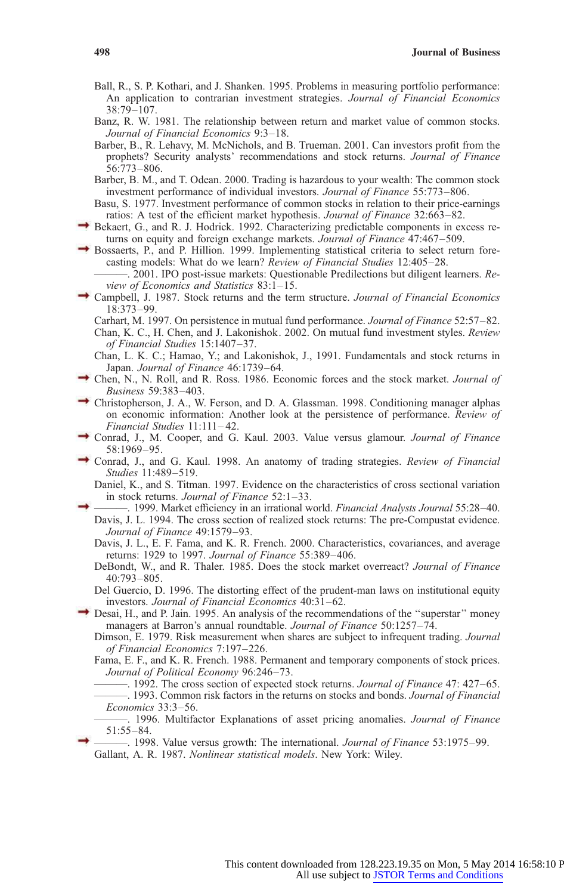Ball, R., S. P. Kothari, and J. Shanken. 1995. Problems in measuring portfolio performance: An application to contrarian investment strategies. *Journal of Financial Economics* 38:79–107.

Banz, R. W. 1981. The relationship between return and market value of common stocks. *Journal of Financial Economics* 9:3–18.

Barber, B., R. Lehavy, M. McNichols, and B. Trueman. 2001. Can investors profit from the prophets? Security analysts' recommendations and stock returns. *Journal of Finance* 56:773–806.

Barber, B. M., and T. Odean. 2000. Trading is hazardous to your wealth: The common stock investment performance of individual investors. *Journal of Finance* 55:773–806.

Basu, S. 1977. Investment performance of common stocks in relation to their price-earnings ratios: A test of the efficient market hypothesis. *Journal of Finance* 32:663–82.

Bekaert, G., and R. J. Hodrick. 1992. Characterizing predictable components in excess returns on equity and foreign exchange markets. *Journal of Finance* 47:467–509.

Bossaerts, P., and P. Hillion. 1999. Implementing statistical criteria to select return forecasting models: What do we learn? *Review of Financial Studies* 12:405–28.

———. 2001. IPO post-issue markets: Questionable Predilections but diligent learners. *Review of Economics and Statistics* 83:1–15.

Campbell, J. 1987. Stock returns and the term structure. *Journal of Financial Economics* 18:373–99.

Carhart, M. 1997. On persistence in mutual fund performance. *Journal of Finance* 52:57–82.

Chan, K. C., H. Chen, and J. Lakonishok. 2002. On mutual fund investment styles. *Review of Financial Studies* 15:1407–37.

Chan, L. K. C.; Hamao, Y.; and Lakonishok, J., 1991. Fundamentals and stock returns in Japan. *Journal of Finance* 46:1739–64.

Chen, N., N. Roll, and R. Ross. 1986. Economic forces and the stock market. *Journal of Business* 59:383–403.

Christopherson, J. A., W. Ferson, and D. A. Glassman. 1998. Conditioning manager alphas on economic information: Another look at the persistence of performance. *Review of Financial Studies* 11:111–42.

Conrad, J., M. Cooper, and G. Kaul. 2003. Value versus glamour. *Journal of Finance* 58:1969–95.

Conrad, J., and G. Kaul. 1998. An anatomy of trading strategies. *Review of Financial Studies* 11:489–519.

Daniel, K., and S. Titman. 1997. Evidence on the characteristics of cross sectional variation in stock returns. *Journal of Finance* 52:1–33.

———. 1999. Market efficiency in an irrational world. *Financial Analysts Journal* 55:28–40.

Davis, J. L. 1994. The cross section of realized stock returns: The pre-Compustat evidence. *Journal of Finance* 49:1579–93.

Davis, J. L., E. F. Fama, and K. R. French. 2000. Characteristics, covariances, and average returns: 1929 to 1997. *Journal of Finance* 55:389–406.

DeBondt, W., and R. Thaler. 1985. Does the stock market overreact? *Journal of Finance* 40:793–805.

Del Guercio, D. 1996. The distorting effect of the prudent-man laws on institutional equity investors. *Journal of Financial Economics* 40:31–62.

Desai, H., and P. Jain. 1995. An analysis of the recommendations of the "superstar" money managers at Barron's annual roundtable. *Journal of Finance* 50:1257–74.

Dimson, E. 1979. Risk measurement when shares are subject to infrequent trading. *Journal of Financial Economics* 7:197–226.

Fama, E. F., and K. R. French. 1988. Permanent and temporary components of stock prices. *Journal of Political Economy* 96:246–73.

———. 1992. The cross section of expected stock returns. *Journal of Finance* 47: 427–65.

———. 1993. Common risk factors in the returns on stocks and bonds. *Journal of Financial Economics* 33:3–56.

———. 1996. Multifactor Explanations of asset pricing anomalies. *Journal of Finance* 51:55–84.

———. 1998. Value versus growth: The international. *Journal of Finance* 53:1975–99.

Gallant, A. R. 1987. *Nonlinear statistical models*. New York: Wiley.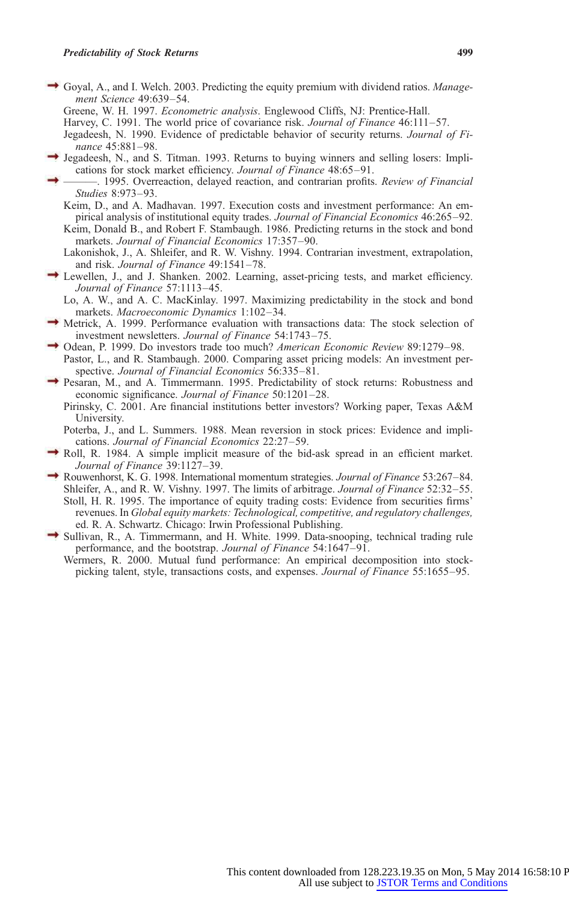Goyal, A., and I. Welch. 2003. Predicting the equity premium with dividend ratios. *Management Science* 49:639–54.

Greene, W. H. 1997. *Econometric analysis*. Englewood Cliffs, NJ: Prentice-Hall.

Harvey, C. 1991. The world price of covariance risk. *Journal of Finance* 46:111–57.

Jegadeesh, N. 1990. Evidence of predictable behavior of security returns. *Journal of Finance* 45:881–98.

Jegadeesh, N., and S. Titman. 1993. Returns to buying winners and selling losers: Implications for stock market efficiency. *Journal of Finance* 48:65–91.

———. 1995. Overreaction, delayed reaction, and contrarian profits. *Review of Financial Studies* 8:973–93.

Keim, D., and A. Madhavan. 1997. Execution costs and investment performance: An empirical analysis of institutional equity trades. *Journal of Financial Economics* 46:265–92.

Keim, Donald B., and Robert F. Stambaugh. 1986. Predicting returns in the stock and bond markets. *Journal of Financial Economics* 17:357–90.

Lakonishok, J., A. Shleifer, and R. W. Vishny. 1994. Contrarian investment, extrapolation, and risk. *Journal of Finance* 49:1541–78.

Lewellen, J., and J. Shanken. 2002. Learning, asset-pricing tests, and market efficiency. *Journal of Finance* 57:1113–45.

Lo, A. W., and A. C. MacKinlay. 1997. Maximizing predictability in the stock and bond markets. *Macroeconomic Dynamics* 1:102–34.

Metrick, A. 1999. Performance evaluation with transactions data: The stock selection of investment newsletters. *Journal of Finance* 54:1743–75.

Odean, P. 1999. Do investors trade too much? *American Economic Review* 89:1279–98.

Pastor, L., and R. Stambaugh. 2000. Comparing asset pricing models: An investment perspective. *Journal of Financial Economics* 56:335–81.

Pesaran, M., and A. Timmermann. 1995. Predictability of stock returns: Robustness and economic significance. *Journal of Finance* 50:1201–28.

Pirinsky, C. 2001. Are financial institutions better investors? Working paper, Texas A&M University.

Poterba, J., and L. Summers. 1988. Mean reversion in stock prices: Evidence and implications. *Journal of Financial Economics* 22:27–59.

Roll, R. 1984. A simple implicit measure of the bid-ask spread in an efficient market. *Journal of Finance* 39:1127–39.

Rouwenhorst, K. G. 1998. International momentum strategies. *Journal of Finance* 53:267–84.

Shleifer, A., and R. W. Vishny. 1997. The limits of arbitrage. *Journal of Finance* 52:32–55.

Stoll, H. R. 1995. The importance of equity trading costs: Evidence from securities firms' revenues. In *Global equity markets: Technological, competitive, and regulatory challenges*, ed. R. A. Schwartz. Chicago: Irwin Professional Publishing.

Sullivan, R., A. Timmermann, and H. White. 1999. Data-snooping, technical trading rule performance, and the bootstrap. *Journal of Finance* 54:1647–91.

Wermers, R. 2000. Mutual fund performance: An empirical decomposition into stock-picking talent, style, transactions costs, and expenses. *Journal of Finance* 55:1655–95.